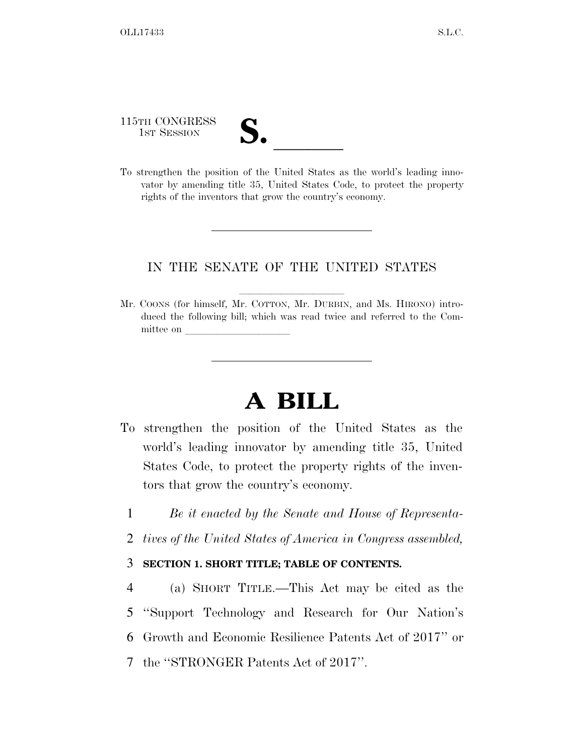115TH CONGRESS
1ST SESSION

# S. ______

To strengthen the position of the United States as the world's leading innovator by amending title 35, United States Code, to protect the property rights of the inventors that grow the country's economy.

---

IN THE SENATE OF THE UNITED STATES

---

Mr. COONS (for himself, Mr. COTTON, Mr. DURBIN, and Ms. HIRONO) introduced the following bill; which was read twice and referred to the Committee on ______________________

---

# A BILL

To strengthen the position of the United States as the world's leading innovator by amending title 35, United States Code, to protect the property rights of the inventors that grow the country's economy.

1 *Be it enacted by the Senate and House of Representa-*
2 *tives of the United States of America in Congress assembled,*

3 **SECTION 1. SHORT TITLE; TABLE OF CONTENTS.**

4 (a) SHORT TITLE.—This Act may be cited as the
5 "Support Technology and Research for Our Nation's
6 Growth and Economic Resilience Patents Act of 2017" or
7 the "STRONGER Patents Act of 2017".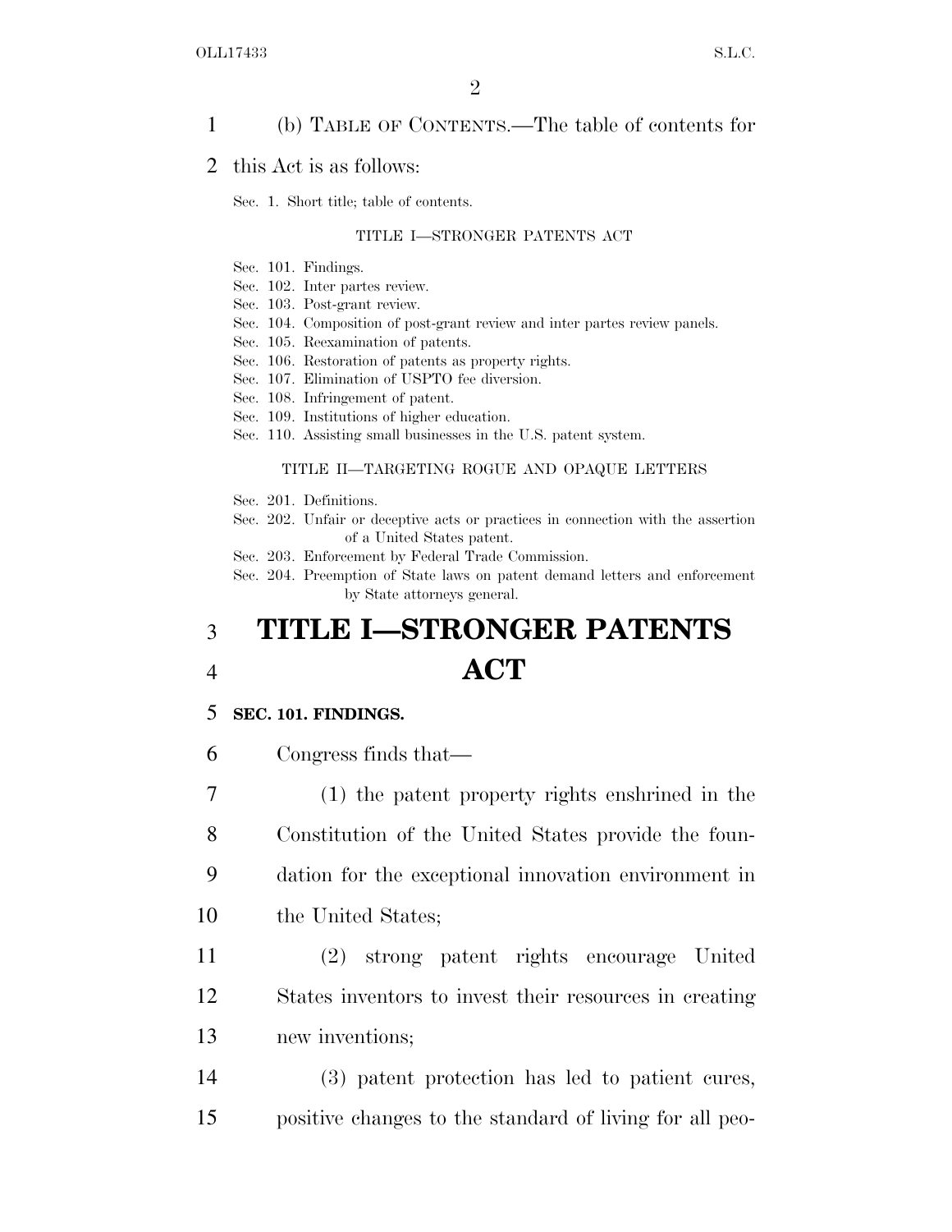(b) TABLE OF CONTENTS.—The table of contents for this Act is as follows:

Sec. 1. Short title; table of contents.

TITLE I—STRONGER PATENTS ACT

Sec. 101. Findings.
Sec. 102. Inter partes review.
Sec. 103. Post-grant review.
Sec. 104. Composition of post-grant review and inter partes review panels.
Sec. 105. Reexamination of patents.
Sec. 106. Restoration of patents as property rights.
Sec. 107. Elimination of USPTO fee diversion.
Sec. 108. Infringement of patent.
Sec. 109. Institutions of higher education.
Sec. 110. Assisting small businesses in the U.S. patent system.

TITLE II—TARGETING ROGUE AND OPAQUE LETTERS

Sec. 201. Definitions.
Sec. 202. Unfair or deceptive acts or practices in connection with the assertion of a United States patent.
Sec. 203. Enforcement by Federal Trade Commission.
Sec. 204. Preemption of State laws on patent demand letters and enforcement by State attorneys general.

# TITLE I—STRONGER PATENTS ACT

## SEC. 101. FINDINGS.

Congress finds that—

(1) the patent property rights enshrined in the Constitution of the United States provide the foundation for the exceptional innovation environment in the United States;

(2) strong patent rights encourage United States inventors to invest their resources in creating new inventions;

(3) patent protection has led to patient cures, positive changes to the standard of living for all peo-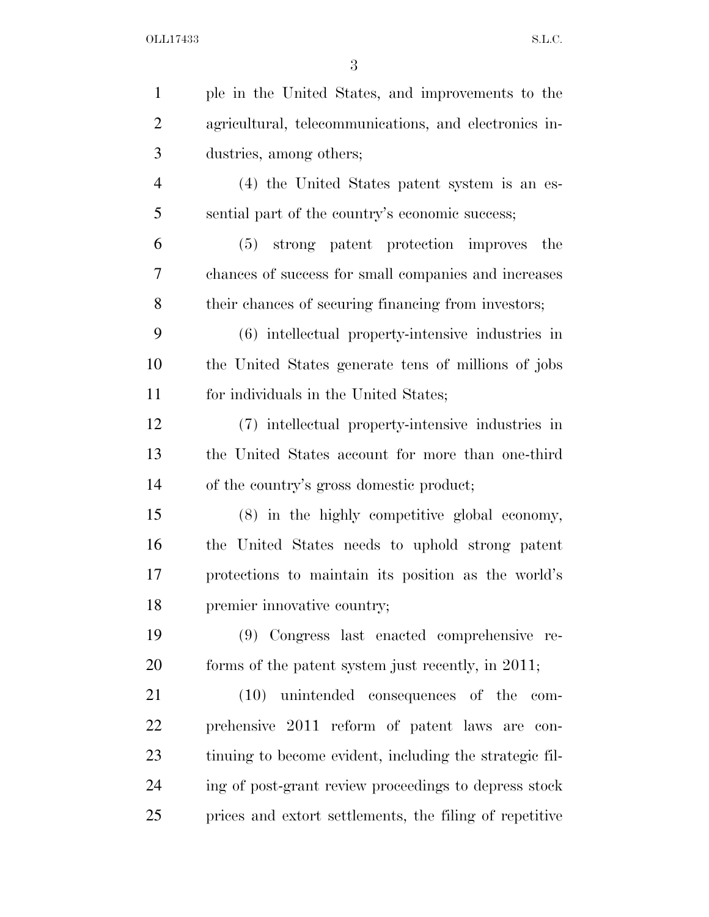ple in the United States, and improvements to the agricultural, telecommunications, and electronics industries, among others;

(4) the United States patent system is an essential part of the country's economic success;

(5) strong patent protection improves the chances of success for small companies and increases their chances of securing financing from investors;

(6) intellectual property-intensive industries in the United States generate tens of millions of jobs for individuals in the United States;

(7) intellectual property-intensive industries in the United States account for more than one-third of the country's gross domestic product;

(8) in the highly competitive global economy, the United States needs to uphold strong patent protections to maintain its position as the world's premier innovative country;

(9) Congress last enacted comprehensive reforms of the patent system just recently, in 2011;

(10) unintended consequences of the comprehensive 2011 reform of patent laws are continuing to become evident, including the strategic filing of post-grant review proceedings to depress stock prices and extort settlements, the filing of repetitive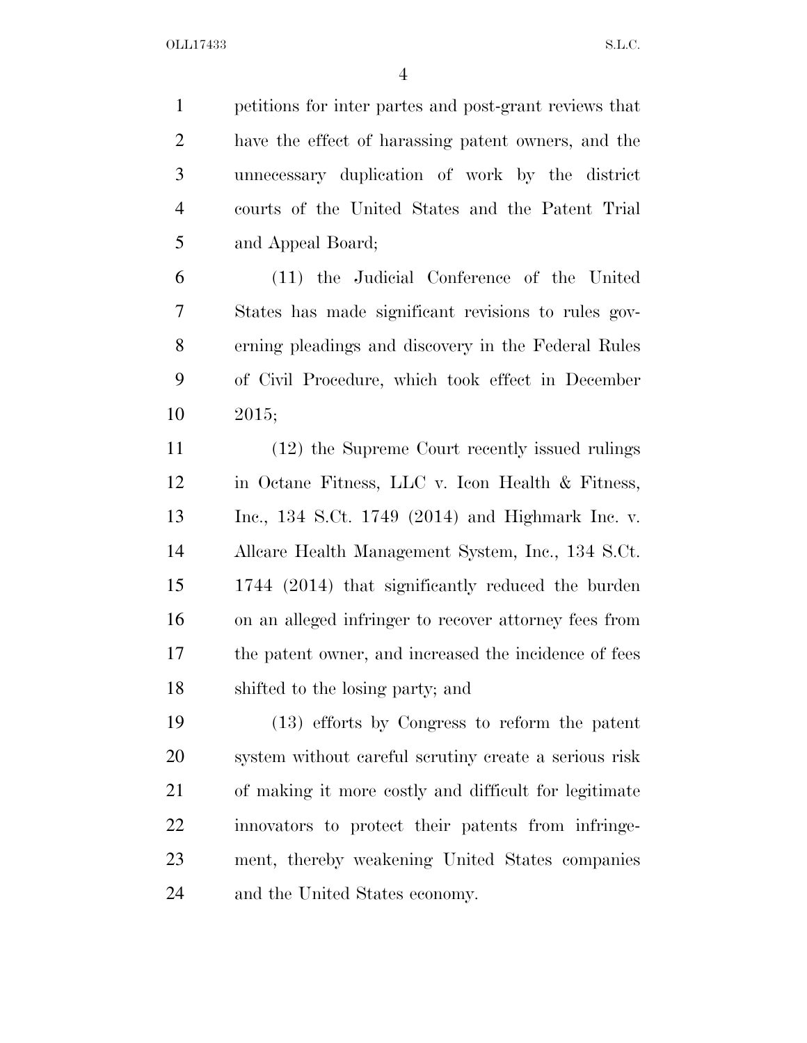petitions for inter partes and post-grant reviews that have the effect of harassing patent owners, and the unnecessary duplication of work by the district courts of the United States and the Patent Trial and Appeal Board;

(11) the Judicial Conference of the United States has made significant revisions to rules governing pleadings and discovery in the Federal Rules of Civil Procedure, which took effect in December 2015;

(12) the Supreme Court recently issued rulings in Octane Fitness, LLC v. Icon Health & Fitness, Inc., 134 S.Ct. 1749 (2014) and Highmark Inc. v. Allcare Health Management System, Inc., 134 S.Ct. 1744 (2014) that significantly reduced the burden on an alleged infringer to recover attorney fees from the patent owner, and increased the incidence of fees shifted to the losing party; and

(13) efforts by Congress to reform the patent system without careful scrutiny create a serious risk of making it more costly and difficult for legitimate innovators to protect their patents from infringement, thereby weakening United States companies and the United States economy.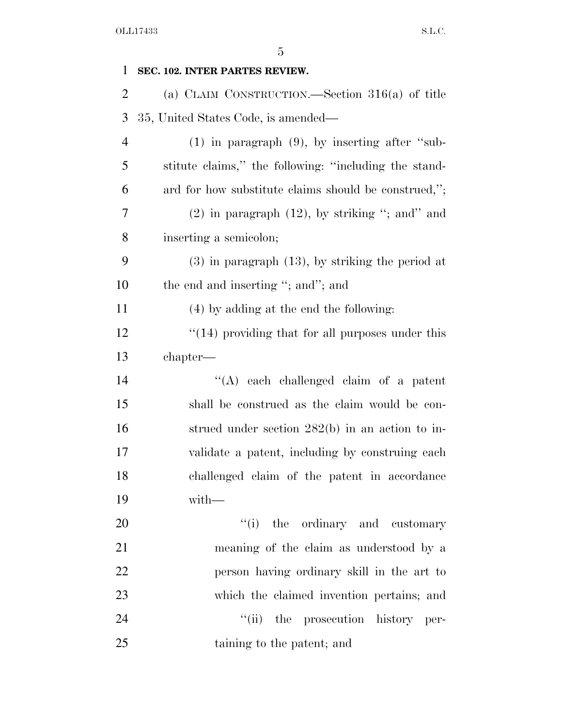**SEC. 102. INTER PARTES REVIEW.**

(a) CLAIM CONSTRUCTION.—Section 316(a) of title 35, United States Code, is amended—

(1) in paragraph (9), by inserting after "substitute claims," the following: "including the standard for how substitute claims should be construed,";

(2) in paragraph (12), by striking "; and" and inserting a semicolon;

(3) in paragraph (13), by striking the period at the end and inserting "; and"; and

(4) by adding at the end the following:

"(14) providing that for all purposes under this chapter—

"(A) each challenged claim of a patent shall be construed as the claim would be construed under section 282(b) in an action to invalidate a patent, including by construing each challenged claim of the patent in accordance with—

"(i) the ordinary and customary meaning of the claim as understood by a person having ordinary skill in the art to which the claimed invention pertains; and

"(ii) the prosecution history pertaining to the patent; and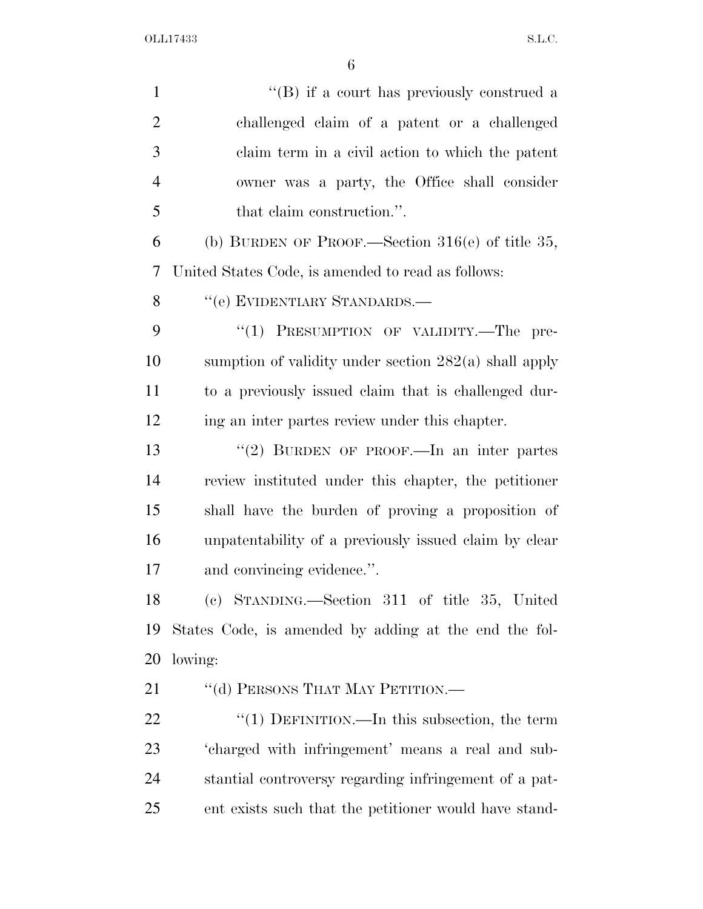"(B) if a court has previously construed a challenged claim of a patent or a challenged claim term in a civil action to which the patent owner was a party, the Office shall consider that claim construction.".

(b) BURDEN OF PROOF.—Section 316(e) of title 35, United States Code, is amended to read as follows:

"(e) EVIDENTIARY STANDARDS.—

"(1) PRESUMPTION OF VALIDITY.—The presumption of validity under section 282(a) shall apply to a previously issued claim that is challenged during an inter partes review under this chapter.

"(2) BURDEN OF PROOF.—In an inter partes review instituted under this chapter, the petitioner shall have the burden of proving a proposition of unpatentability of a previously issued claim by clear and convincing evidence.".

(c) STANDING.—Section 311 of title 35, United States Code, is amended by adding at the end the following:

"(d) PERSONS THAT MAY PETITION.—

"(1) DEFINITION.—In this subsection, the term 'charged with infringement' means a real and substantial controversy regarding infringement of a patent exists such that the petitioner would have stand-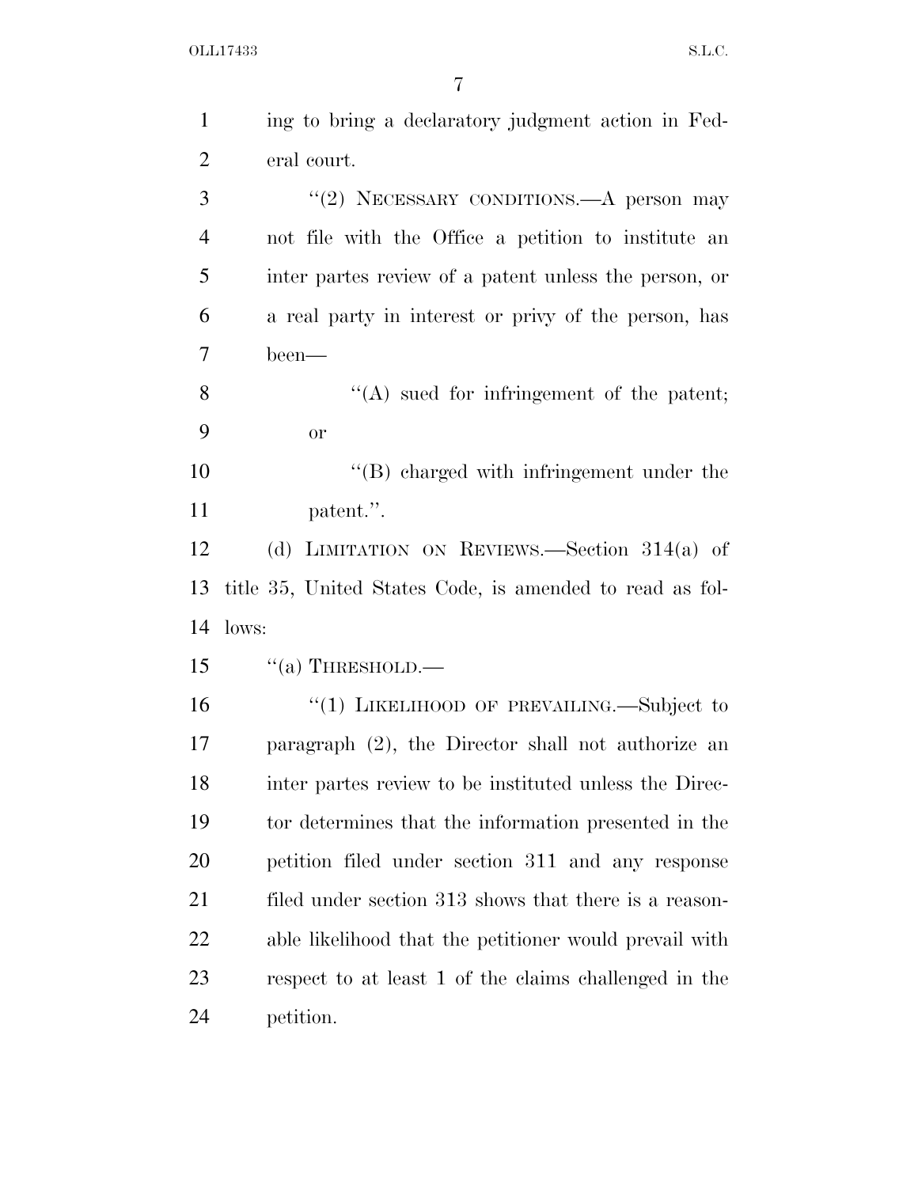ing to bring a declaratory judgment action in Federal court.

"(2) NECESSARY CONDITIONS.—A person may not file with the Office a petition to institute an inter partes review of a patent unless the person, or a real party in interest or privy of the person, has been—

"(A) sued for infringement of the patent; or

"(B) charged with infringement under the patent.".

(d) LIMITATION ON REVIEWS.—Section 314(a) of title 35, United States Code, is amended to read as follows:

"(a) THRESHOLD.—

"(1) LIKELIHOOD OF PREVAILING.—Subject to paragraph (2), the Director shall not authorize an inter partes review to be instituted unless the Director determines that the information presented in the petition filed under section 311 and any response filed under section 313 shows that there is a reasonable likelihood that the petitioner would prevail with respect to at least 1 of the claims challenged in the petition.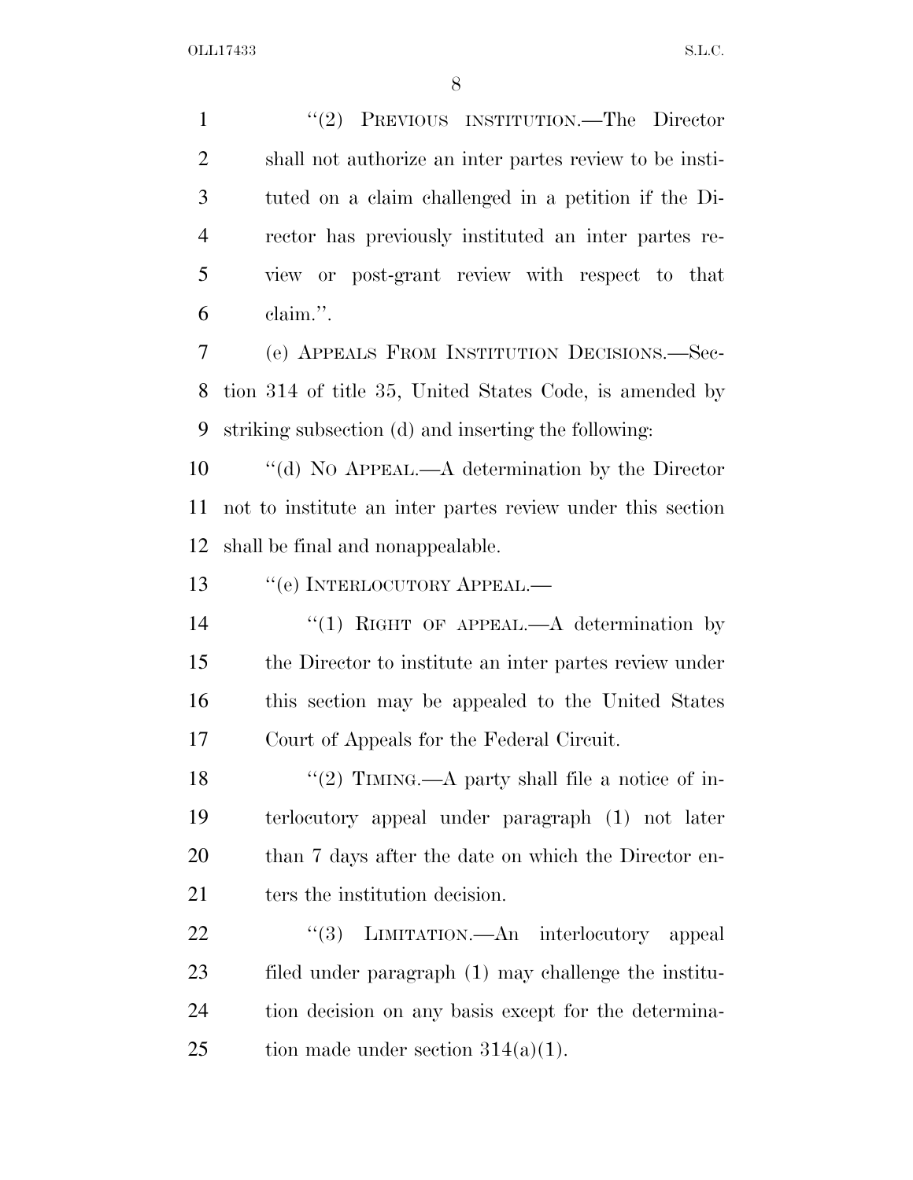"(2) PREVIOUS INSTITUTION.—The Director shall not authorize an inter partes review to be instituted on a claim challenged in a petition if the Director has previously instituted an inter partes review or post-grant review with respect to that claim.".

(e) APPEALS FROM INSTITUTION DECISIONS.—Section 314 of title 35, United States Code, is amended by striking subsection (d) and inserting the following:

"(d) NO APPEAL.—A determination by the Director not to institute an inter partes review under this section shall be final and nonappealable.

"(e) INTERLOCUTORY APPEAL.—

"(1) RIGHT OF APPEAL.—A determination by the Director to institute an inter partes review under this section may be appealed to the United States Court of Appeals for the Federal Circuit.

"(2) TIMING.—A party shall file a notice of interlocutory appeal under paragraph (1) not later than 7 days after the date on which the Director enters the institution decision.

"(3) LIMITATION.—An interlocutory appeal filed under paragraph (1) may challenge the institution decision on any basis except for the determination made under section 314(a)(1).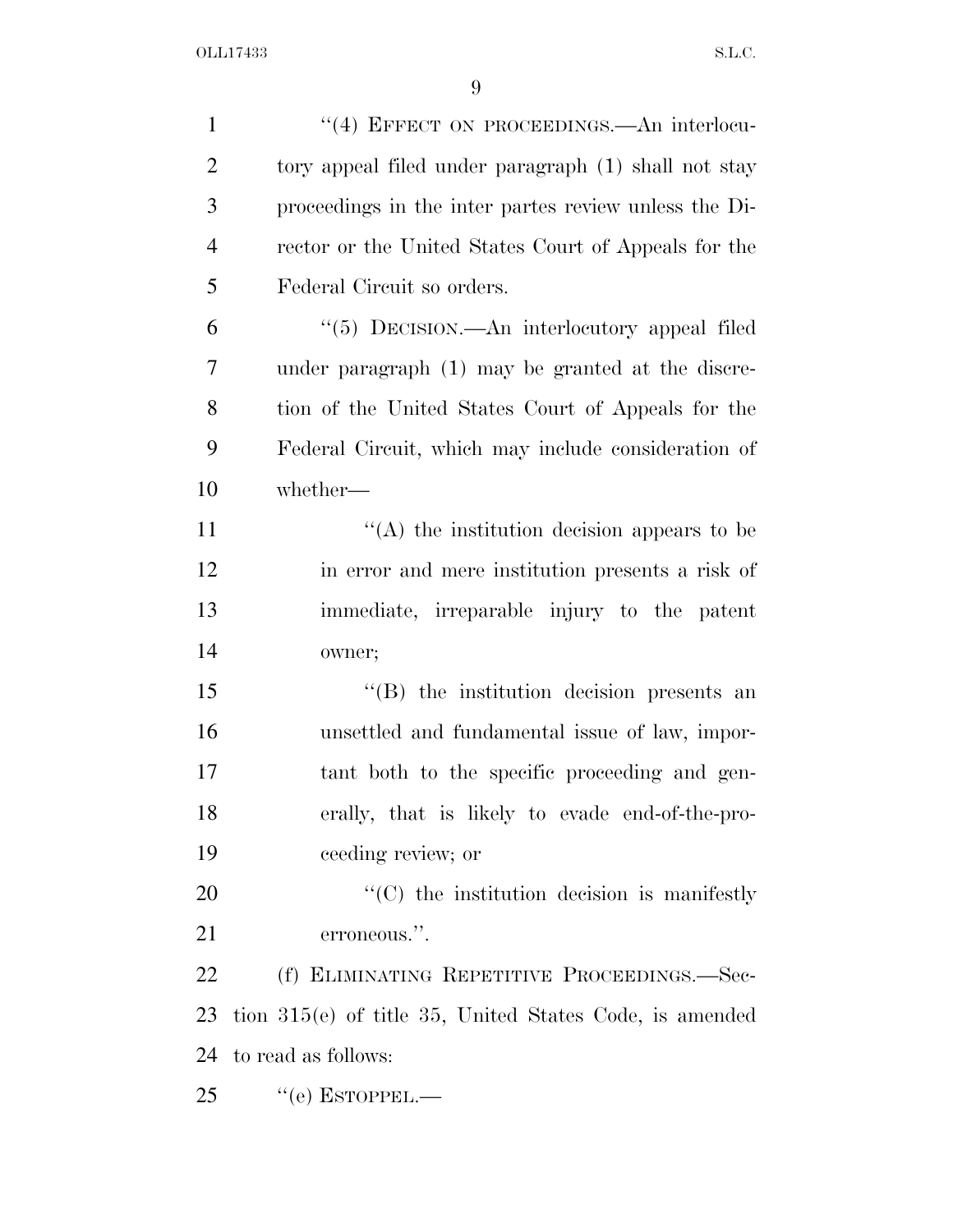"(4) EFFECT ON PROCEEDINGS.—An interlocutory appeal filed under paragraph (1) shall not stay proceedings in the inter partes review unless the Director or the United States Court of Appeals for the Federal Circuit so orders.

"(5) DECISION.—An interlocutory appeal filed under paragraph (1) may be granted at the discretion of the United States Court of Appeals for the Federal Circuit, which may include consideration of whether—

"(A) the institution decision appears to be in error and mere institution presents a risk of immediate, irreparable injury to the patent owner;

"(B) the institution decision presents an unsettled and fundamental issue of law, important both to the specific proceeding and generally, that is likely to evade end-of-the-proceeding review; or

"(C) the institution decision is manifestly erroneous.".

(f) ELIMINATING REPETITIVE PROCEEDINGS.—Section 315(e) of title 35, United States Code, is amended to read as follows:

"(e) ESTOPPEL.—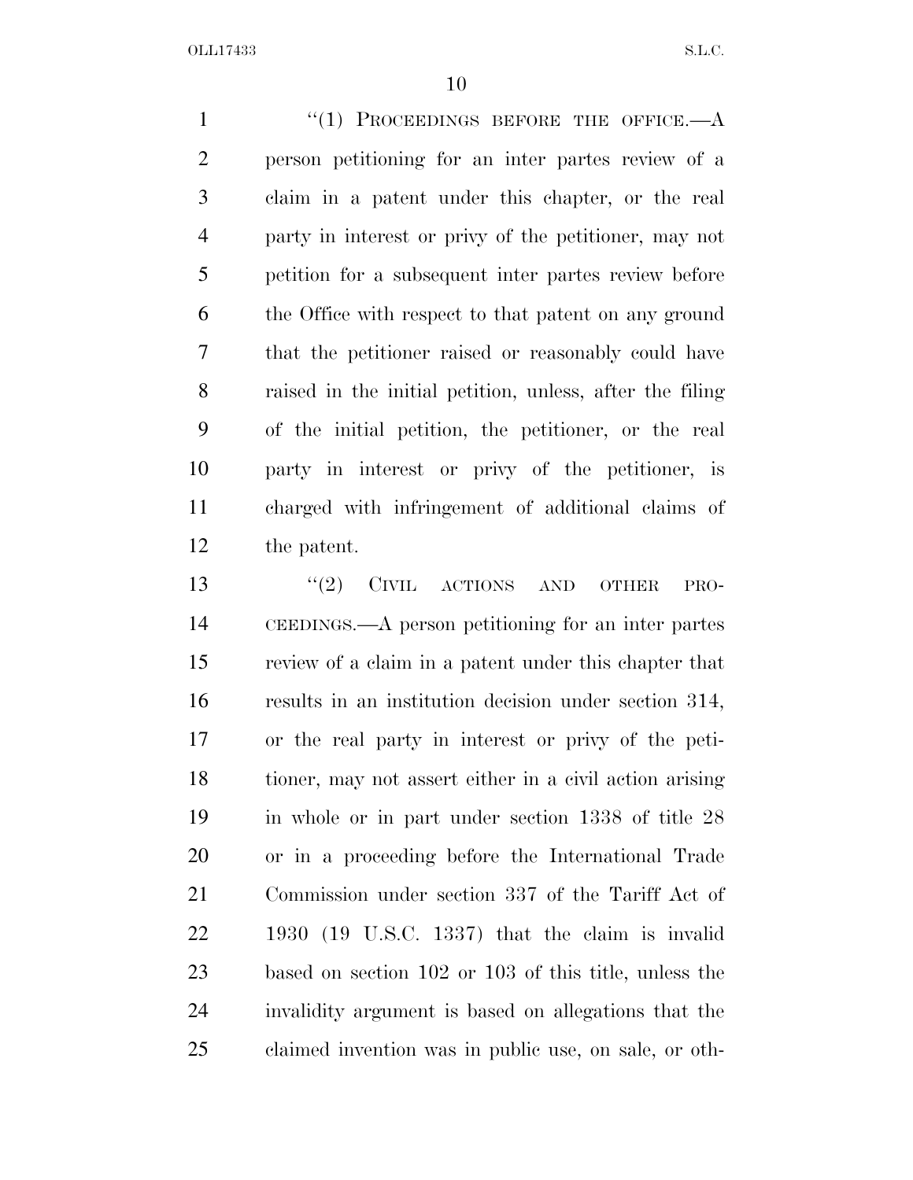"(1) PROCEEDINGS BEFORE THE OFFICE.—A person petitioning for an inter partes review of a claim in a patent under this chapter, or the real party in interest or privy of the petitioner, may not petition for a subsequent inter partes review before the Office with respect to that patent on any ground that the petitioner raised or reasonably could have raised in the initial petition, unless, after the filing of the initial petition, the petitioner, or the real party in interest or privy of the petitioner, is charged with infringement of additional claims of the patent.

"(2) CIVIL ACTIONS AND OTHER PROCEEDINGS.—A person petitioning for an inter partes review of a claim in a patent under this chapter that results in an institution decision under section 314, or the real party in interest or privy of the petitioner, may not assert either in a civil action arising in whole or in part under section 1338 of title 28 or in a proceeding before the International Trade Commission under section 337 of the Tariff Act of 1930 (19 U.S.C. 1337) that the claim is invalid based on section 102 or 103 of this title, unless the invalidity argument is based on allegations that the claimed invention was in public use, on sale, or oth-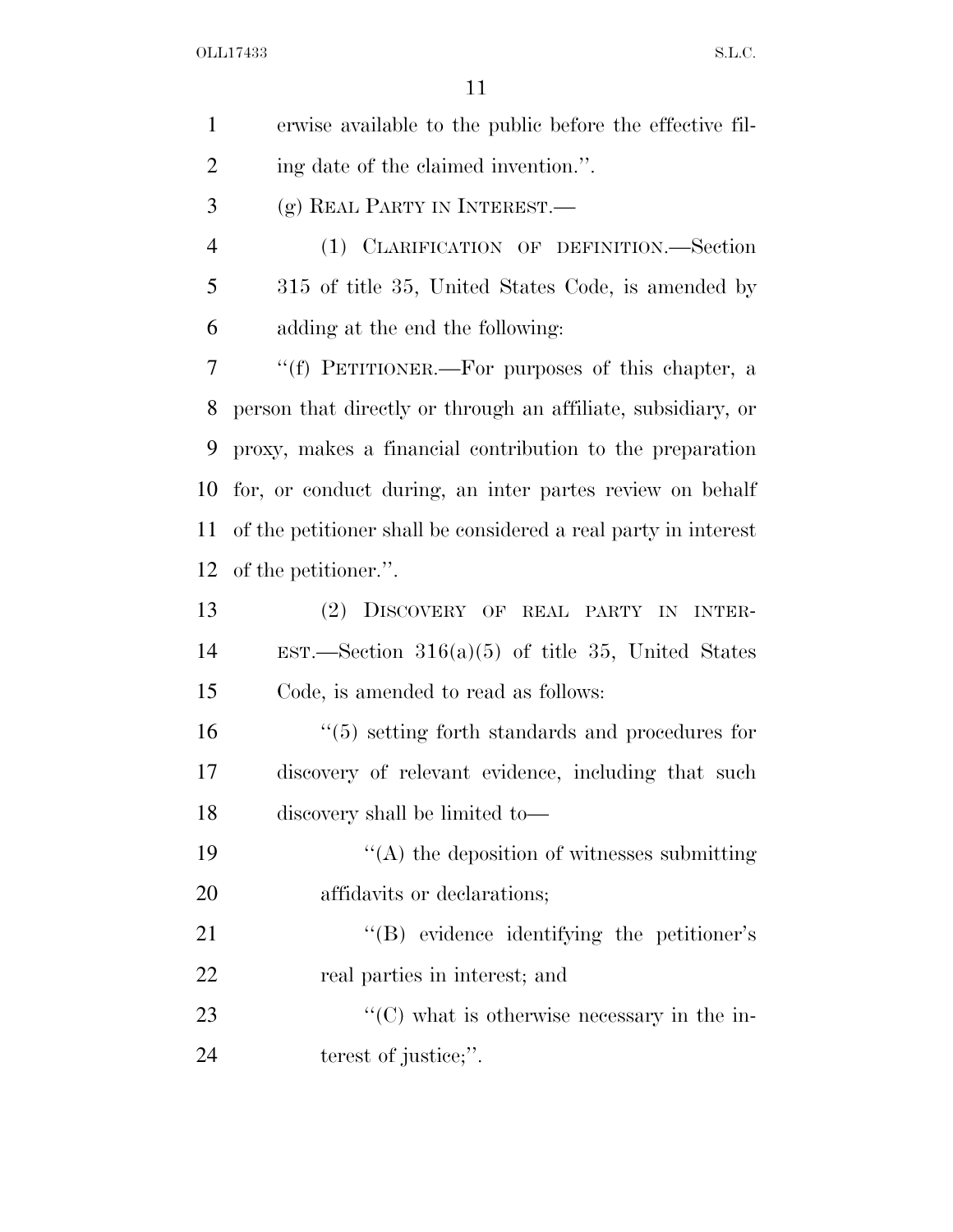erwise available to the public before the effective filing date of the claimed invention.''.

(g) REAL PARTY IN INTEREST.—

(1) CLARIFICATION OF DEFINITION.—Section 315 of title 35, United States Code, is amended by adding at the end the following:

''(f) PETITIONER.—For purposes of this chapter, a person that directly or through an affiliate, subsidiary, or proxy, makes a financial contribution to the preparation for, or conduct during, an inter partes review on behalf of the petitioner shall be considered a real party in interest of the petitioner.''.

(2) DISCOVERY OF REAL PARTY IN INTEREST.—Section 316(a)(5) of title 35, United States Code, is amended to read as follows:

''(5) setting forth standards and procedures for discovery of relevant evidence, including that such discovery shall be limited to—

''(A) the deposition of witnesses submitting affidavits or declarations;

''(B) evidence identifying the petitioner's real parties in interest; and

''(C) what is otherwise necessary in the interest of justice;''.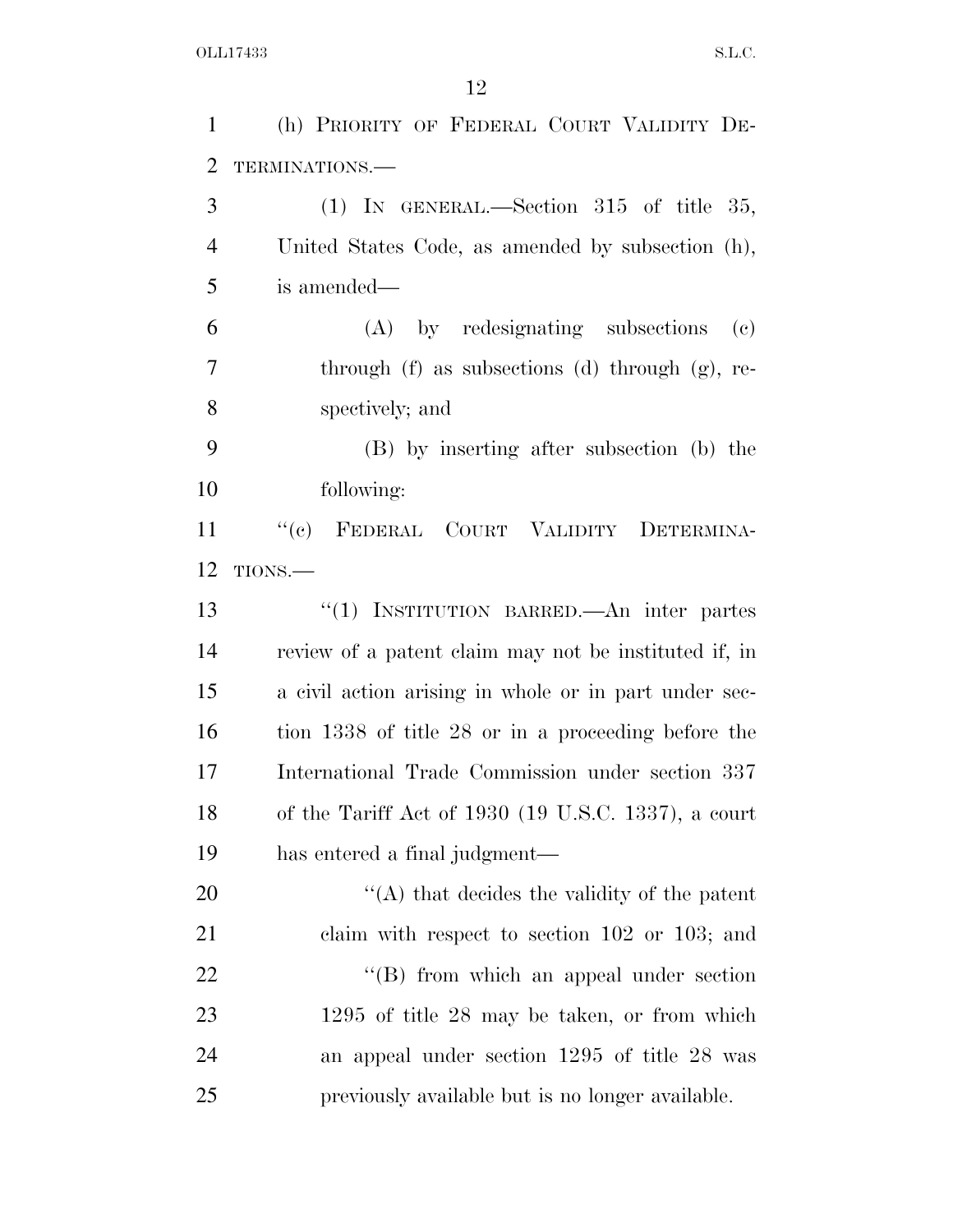(h) PRIORITY OF FEDERAL COURT VALIDITY DETERMINATIONS.—

(1) IN GENERAL.—Section 315 of title 35, United States Code, as amended by subsection (h), is amended—

(A) by redesignating subsections (c) through (f) as subsections (d) through (g), respectively; and

(B) by inserting after subsection (b) the following:

"(c) FEDERAL COURT VALIDITY DETERMINATIONS.—

"(1) INSTITUTION BARRED.—An inter partes review of a patent claim may not be instituted if, in a civil action arising in whole or in part under section 1338 of title 28 or in a proceeding before the International Trade Commission under section 337 of the Tariff Act of 1930 (19 U.S.C. 1337), a court has entered a final judgment—

"(A) that decides the validity of the patent claim with respect to section 102 or 103; and

"(B) from which an appeal under section 1295 of title 28 may be taken, or from which an appeal under section 1295 of title 28 was previously available but is no longer available.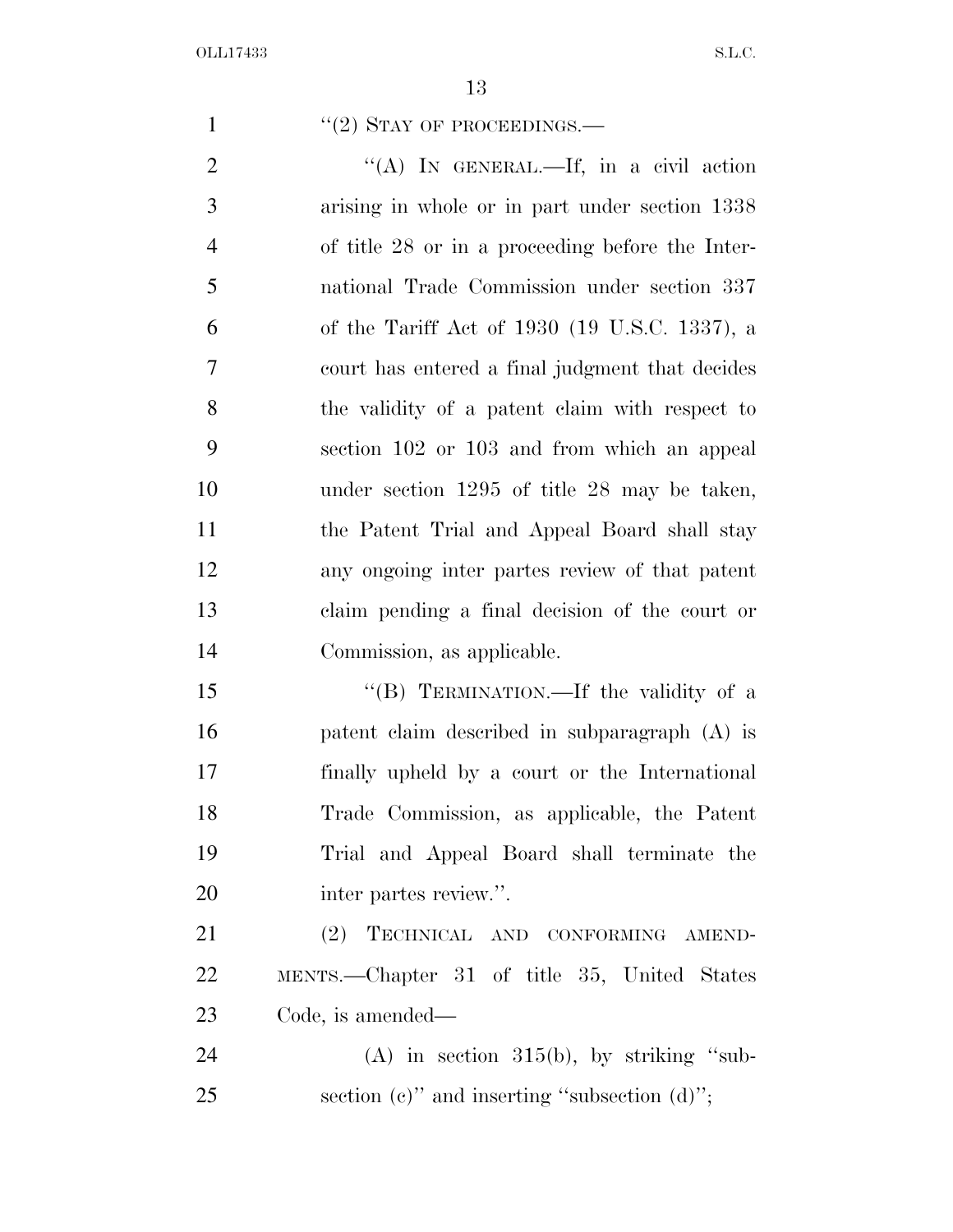"(2) STAY OF PROCEEDINGS.—

"(A) IN GENERAL.—If, in a civil action arising in whole or in part under section 1338 of title 28 or in a proceeding before the International Trade Commission under section 337 of the Tariff Act of 1930 (19 U.S.C. 1337), a court has entered a final judgment that decides the validity of a patent claim with respect to section 102 or 103 and from which an appeal under section 1295 of title 28 may be taken, the Patent Trial and Appeal Board shall stay any ongoing inter partes review of that patent claim pending a final decision of the court or Commission, as applicable.

"(B) TERMINATION.—If the validity of a patent claim described in subparagraph (A) is finally upheld by a court or the International Trade Commission, as applicable, the Patent Trial and Appeal Board shall terminate the inter partes review.".

(2) TECHNICAL AND CONFORMING AMENDMENTS.—Chapter 31 of title 35, United States Code, is amended—

(A) in section 315(b), by striking "subsection (c)" and inserting "subsection (d)";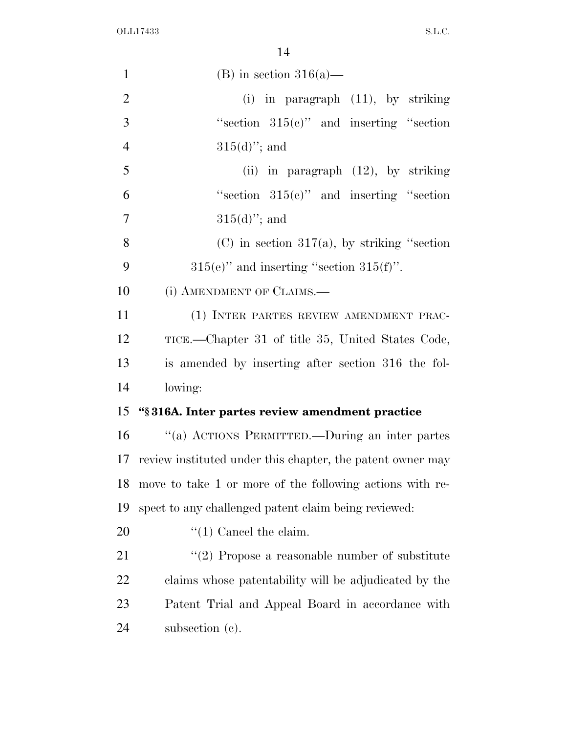(B) in section 316(a)—

(i) in paragraph (11), by striking "section 315(c)" and inserting "section 315(d)"; and

(ii) in paragraph (12), by striking "section 315(c)" and inserting "section 315(d)"; and

(C) in section 317(a), by striking "section 315(e)" and inserting "section 315(f)".

(i) AMENDMENT OF CLAIMS.—

(1) INTER PARTES REVIEW AMENDMENT PRACTICE.—Chapter 31 of title 35, United States Code, is amended by inserting after section 316 the following:

**"§ 316A. Inter partes review amendment practice**

"(a) ACTIONS PERMITTED.—During an inter partes review instituted under this chapter, the patent owner may move to take 1 or more of the following actions with respect to any challenged patent claim being reviewed:

"(1) Cancel the claim.

"(2) Propose a reasonable number of substitute claims whose patentability will be adjudicated by the Patent Trial and Appeal Board in accordance with subsection (e).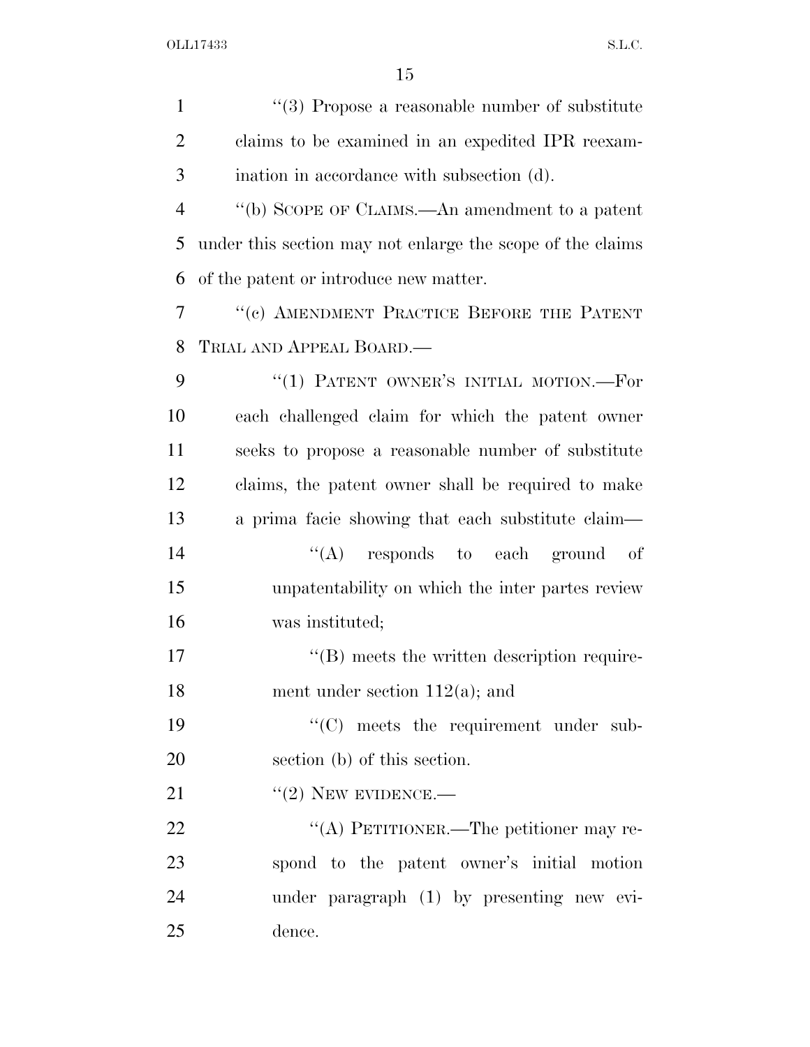"(3) Propose a reasonable number of substitute claims to be examined in an expedited IPR reexamination in accordance with subsection (d).

"(b) SCOPE OF CLAIMS.—An amendment to a patent under this section may not enlarge the scope of the claims of the patent or introduce new matter.

"(c) AMENDMENT PRACTICE BEFORE THE PATENT TRIAL AND APPEAL BOARD.—

"(1) PATENT OWNER'S INITIAL MOTION.—For each challenged claim for which the patent owner seeks to propose a reasonable number of substitute claims, the patent owner shall be required to make a prima facie showing that each substitute claim—

"(A) responds to each ground of unpatentability on which the inter partes review was instituted;

"(B) meets the written description requirement under section 112(a); and

"(C) meets the requirement under subsection (b) of this section.

"(2) NEW EVIDENCE.—

"(A) PETITIONER.—The petitioner may respond to the patent owner's initial motion under paragraph (1) by presenting new evidence.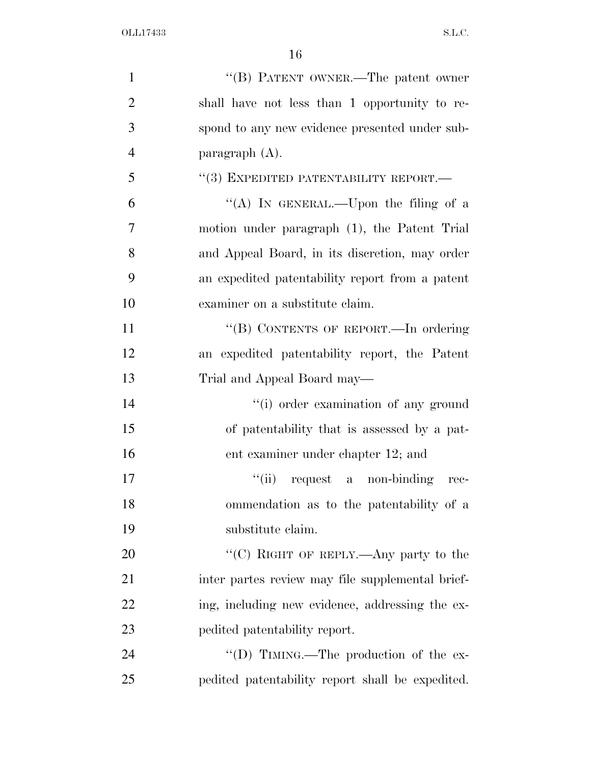"(B) PATENT OWNER.—The patent owner shall have not less than 1 opportunity to respond to any new evidence presented under subparagraph (A).

"(3) EXPEDITED PATENTABILITY REPORT.—

"(A) IN GENERAL.—Upon the filing of a motion under paragraph (1), the Patent Trial and Appeal Board, in its discretion, may order an expedited patentability report from a patent examiner on a substitute claim.

"(B) CONTENTS OF REPORT.—In ordering an expedited patentability report, the Patent Trial and Appeal Board may—

"(i) order examination of any ground of patentability that is assessed by a patent examiner under chapter 12; and

"(ii) request a non-binding recommendation as to the patentability of a substitute claim.

"(C) RIGHT OF REPLY.—Any party to the inter partes review may file supplemental briefing, including new evidence, addressing the expedited patentability report.

"(D) TIMING.—The production of the expedited patentability report shall be expedited.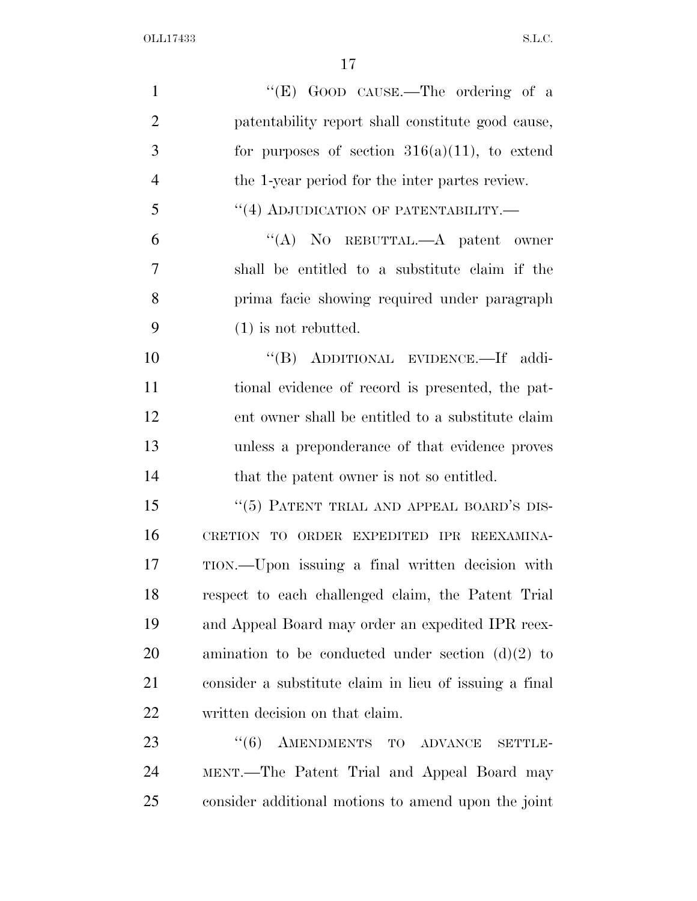"(E) GOOD CAUSE.—The ordering of a patentability report shall constitute good cause, for purposes of section 316(a)(11), to extend the 1-year period for the inter partes review.

"(4) ADJUDICATION OF PATENTABILITY.—

"(A) NO REBUTTAL.—A patent owner shall be entitled to a substitute claim if the prima facie showing required under paragraph (1) is not rebutted.

"(B) ADDITIONAL EVIDENCE.—If additional evidence of record is presented, the patent owner shall be entitled to a substitute claim unless a preponderance of that evidence proves that the patent owner is not so entitled.

"(5) PATENT TRIAL AND APPEAL BOARD'S DISCRETION TO ORDER EXPEDITED IPR REEXAMINATION.—Upon issuing a final written decision with respect to each challenged claim, the Patent Trial and Appeal Board may order an expedited IPR reexamination to be conducted under section (d)(2) to consider a substitute claim in lieu of issuing a final written decision on that claim.

"(6) AMENDMENTS TO ADVANCE SETTLEMENT.—The Patent Trial and Appeal Board may consider additional motions to amend upon the joint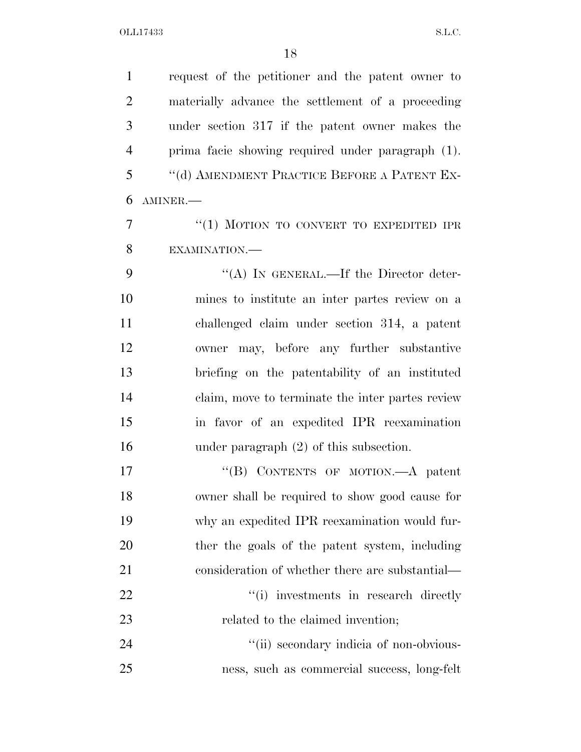request of the petitioner and the patent owner to materially advance the settlement of a proceeding under section 317 if the patent owner makes the prima facie showing required under paragraph (1).

"(d) AMENDMENT PRACTICE BEFORE A PATENT EXAMINER.—

"(1) MOTION TO CONVERT TO EXPEDITED IPR EXAMINATION.—

"(A) IN GENERAL.—If the Director determines to institute an inter partes review on a challenged claim under section 314, a patent owner may, before any further substantive briefing on the patentability of an instituted claim, move to terminate the inter partes review in favor of an expedited IPR reexamination under paragraph (2) of this subsection.

"(B) CONTENTS OF MOTION.—A patent owner shall be required to show good cause for why an expedited IPR reexamination would further the goals of the patent system, including consideration of whether there are substantial—

"(i) investments in research directly related to the claimed invention;

"(ii) secondary indicia of non-obviousness, such as commercial success, long-felt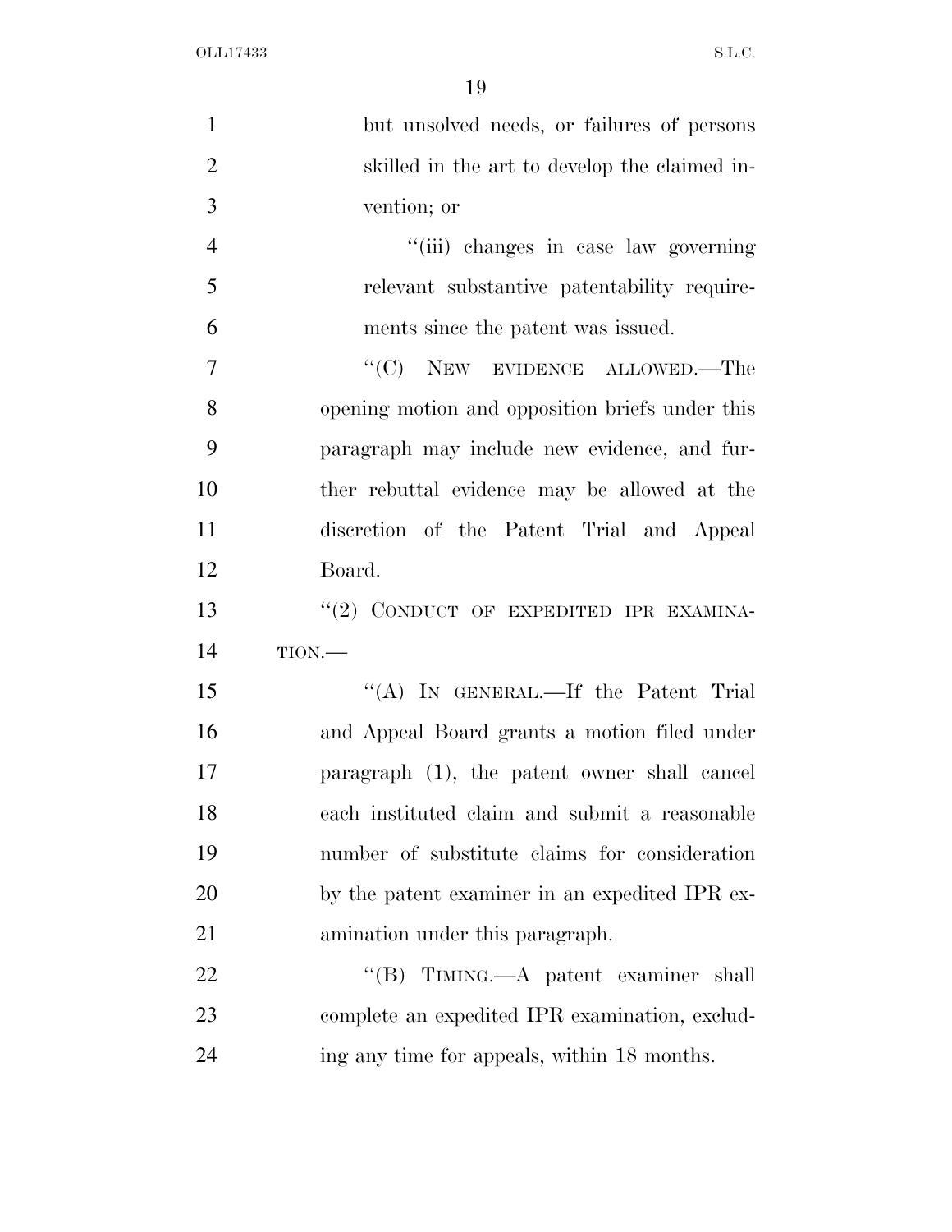but unsolved needs, or failures of persons skilled in the art to develop the claimed invention; or

''(iii) changes in case law governing relevant substantive patentability requirements since the patent was issued.

''(C) NEW EVIDENCE ALLOWED.—The opening motion and opposition briefs under this paragraph may include new evidence, and further rebuttal evidence may be allowed at the discretion of the Patent Trial and Appeal Board.

''(2) CONDUCT OF EXPEDITED IPR EXAMINATION.—

''(A) IN GENERAL.—If the Patent Trial and Appeal Board grants a motion filed under paragraph (1), the patent owner shall cancel each instituted claim and submit a reasonable number of substitute claims for consideration by the patent examiner in an expedited IPR examination under this paragraph.

''(B) TIMING.—A patent examiner shall complete an expedited IPR examination, excluding any time for appeals, within 18 months.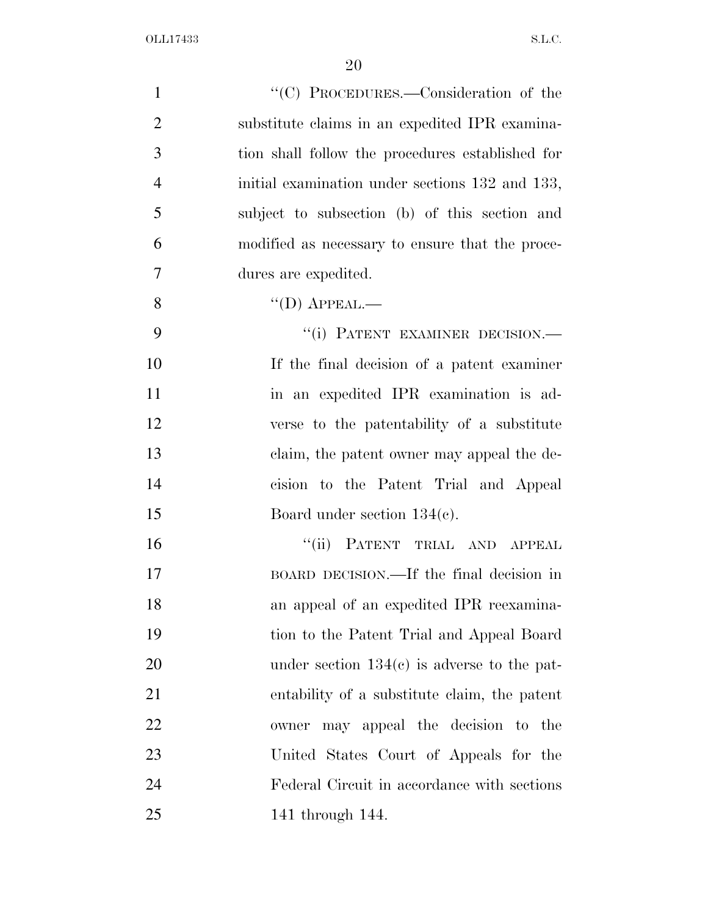"(C) PROCEDURES.—Consideration of the substitute claims in an expedited IPR examination shall follow the procedures established for initial examination under sections 132 and 133, subject to subsection (b) of this section and modified as necessary to ensure that the procedures are expedited.

"(D) APPEAL.—

"(i) PATENT EXAMINER DECISION.—If the final decision of a patent examiner in an expedited IPR examination is adverse to the patentability of a substitute claim, the patent owner may appeal the decision to the Patent Trial and Appeal Board under section 134(c).

"(ii) PATENT TRIAL AND APPEAL BOARD DECISION.—If the final decision in an appeal of an expedited IPR reexamination to the Patent Trial and Appeal Board under section 134(c) is adverse to the patentability of a substitute claim, the patent owner may appeal the decision to the United States Court of Appeals for the Federal Circuit in accordance with sections 141 through 144.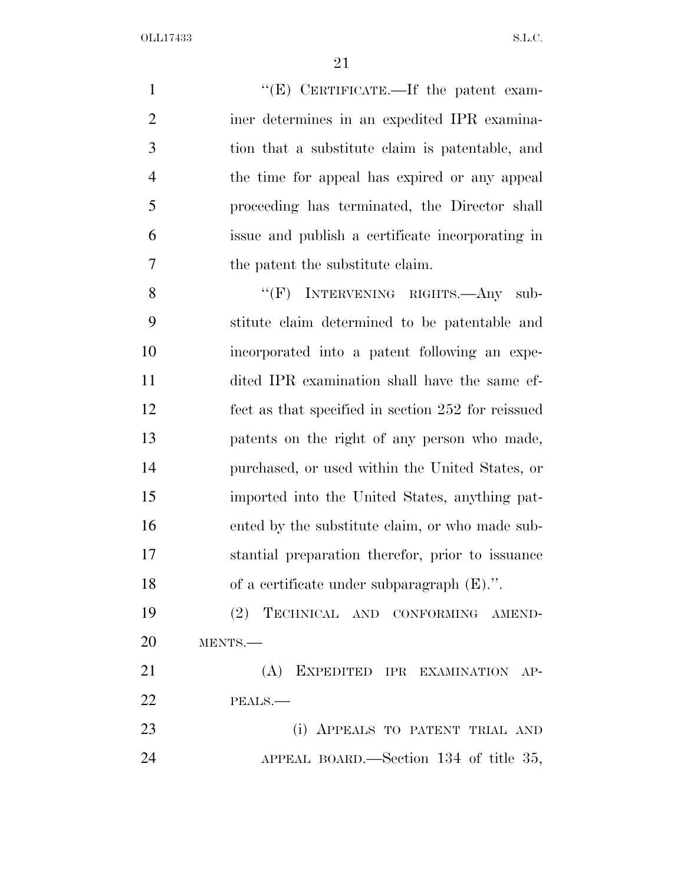"(E) CERTIFICATE.—If the patent examiner determines in an expedited IPR examination that a substitute claim is patentable, and the time for appeal has expired or any appeal proceeding has terminated, the Director shall issue and publish a certificate incorporating in the patent the substitute claim.

"(F) INTERVENING RIGHTS.—Any substitute claim determined to be patentable and incorporated into a patent following an expedited IPR examination shall have the same effect as that specified in section 252 for reissued patents on the right of any person who made, purchased, or used within the United States, or imported into the United States, anything patented by the substitute claim, or who made substantial preparation therefor, prior to issuance of a certificate under subparagraph (E).".

(2) TECHNICAL AND CONFORMING AMENDMENTS.—

(A) EXPEDITED IPR EXAMINATION APPEALS.—

(i) APPEALS TO PATENT TRIAL AND APPEAL BOARD.—Section 134 of title 35,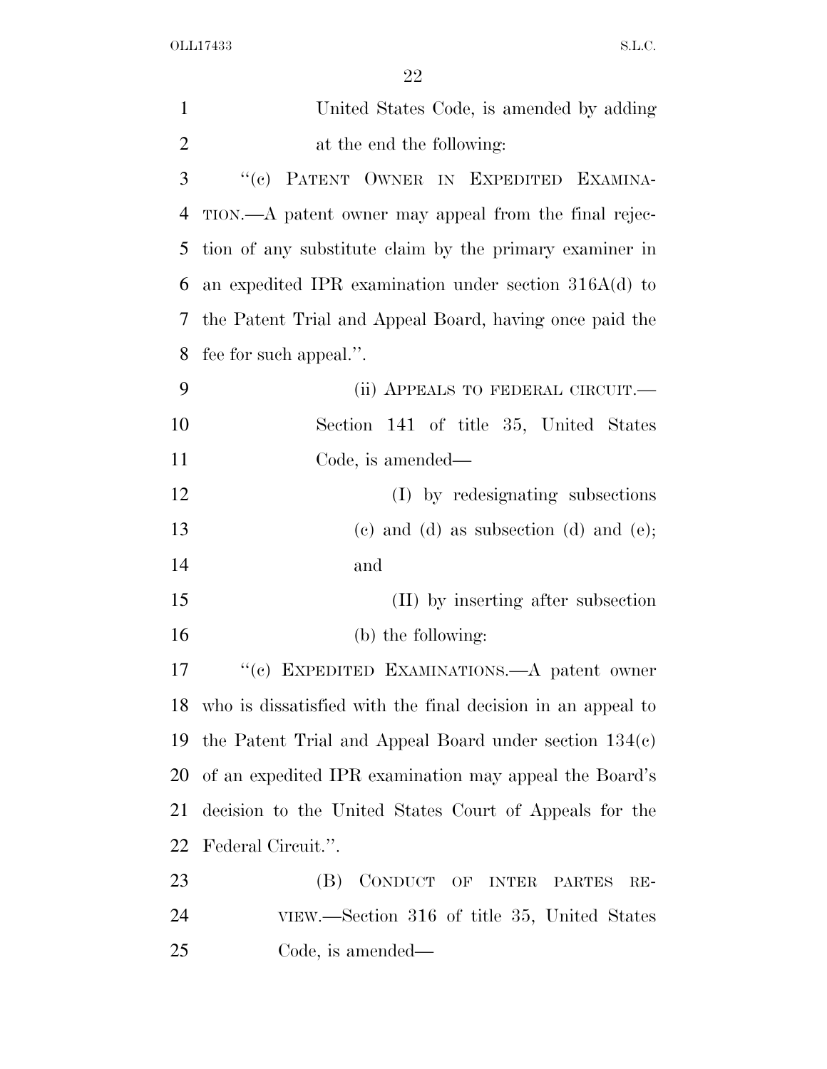United States Code, is amended by adding at the end the following:

"(c) PATENT OWNER IN EXPEDITED EXAMINATION.—A patent owner may appeal from the final rejection of any substitute claim by the primary examiner in an expedited IPR examination under section 316A(d) to the Patent Trial and Appeal Board, having once paid the fee for such appeal.".

(ii) APPEALS TO FEDERAL CIRCUIT.—Section 141 of title 35, United States Code, is amended—

(I) by redesignating subsections (c) and (d) as subsection (d) and (e); and

(II) by inserting after subsection (b) the following:

"(c) EXPEDITED EXAMINATIONS.—A patent owner who is dissatisfied with the final decision in an appeal to the Patent Trial and Appeal Board under section 134(c) of an expedited IPR examination may appeal the Board's decision to the United States Court of Appeals for the Federal Circuit.".

(B) CONDUCT OF INTER PARTES REVIEW.—Section 316 of title 35, United States Code, is amended—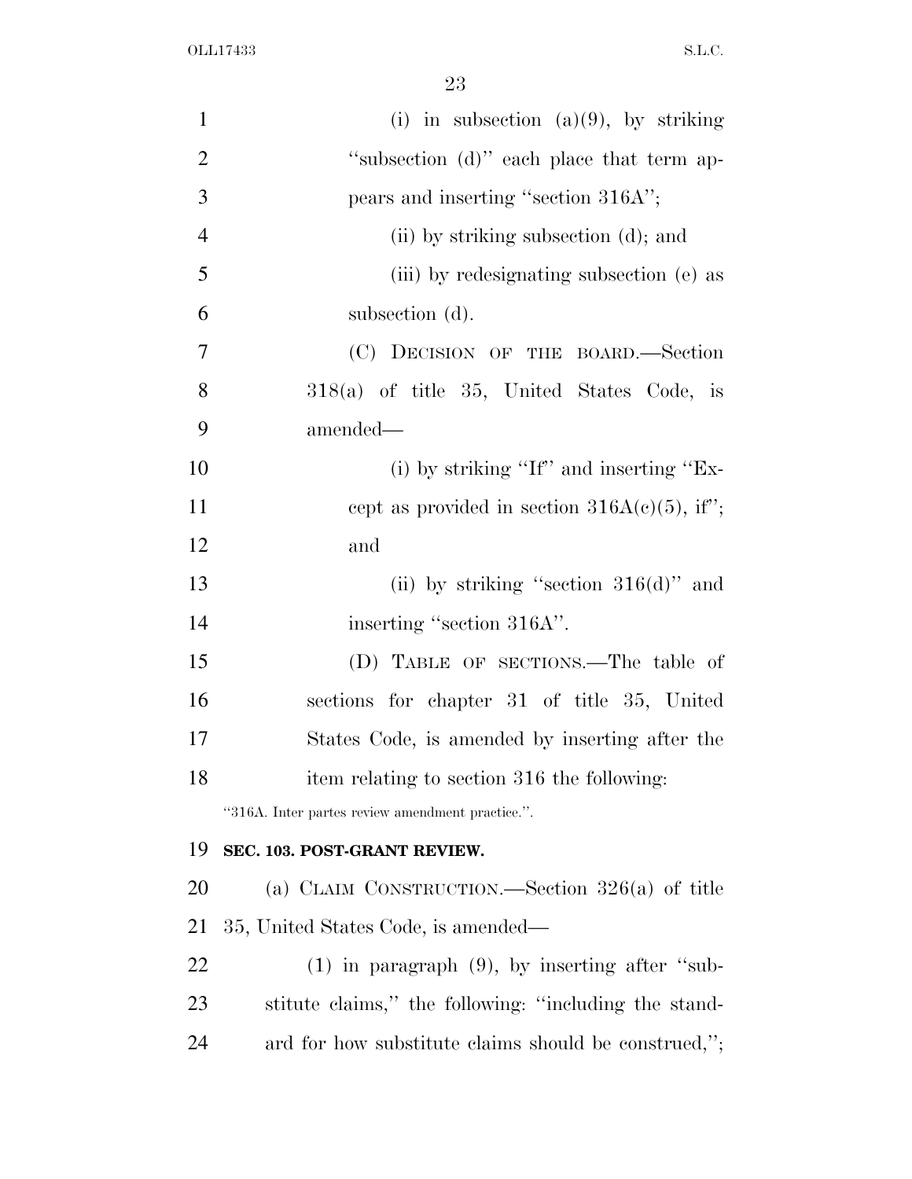(i) in subsection (a)(9), by striking "subsection (d)" each place that term appears and inserting "section 316A";

(ii) by striking subsection (d); and

(iii) by redesignating subsection (e) as subsection (d).

(C) DECISION OF THE BOARD.—Section 318(a) of title 35, United States Code, is amended—

(i) by striking "If" and inserting "Except as provided in section 316A(c)(5), if"; and

(ii) by striking "section 316(d)" and inserting "section 316A".

(D) TABLE OF SECTIONS.—The table of sections for chapter 31 of title 35, United States Code, is amended by inserting after the item relating to section 316 the following:

"316A. Inter partes review amendment practice.".

**SEC. 103. POST-GRANT REVIEW.**

(a) CLAIM CONSTRUCTION.—Section 326(a) of title 35, United States Code, is amended—

(1) in paragraph (9), by inserting after "substitute claims," the following: "including the standard for how substitute claims should be construed,";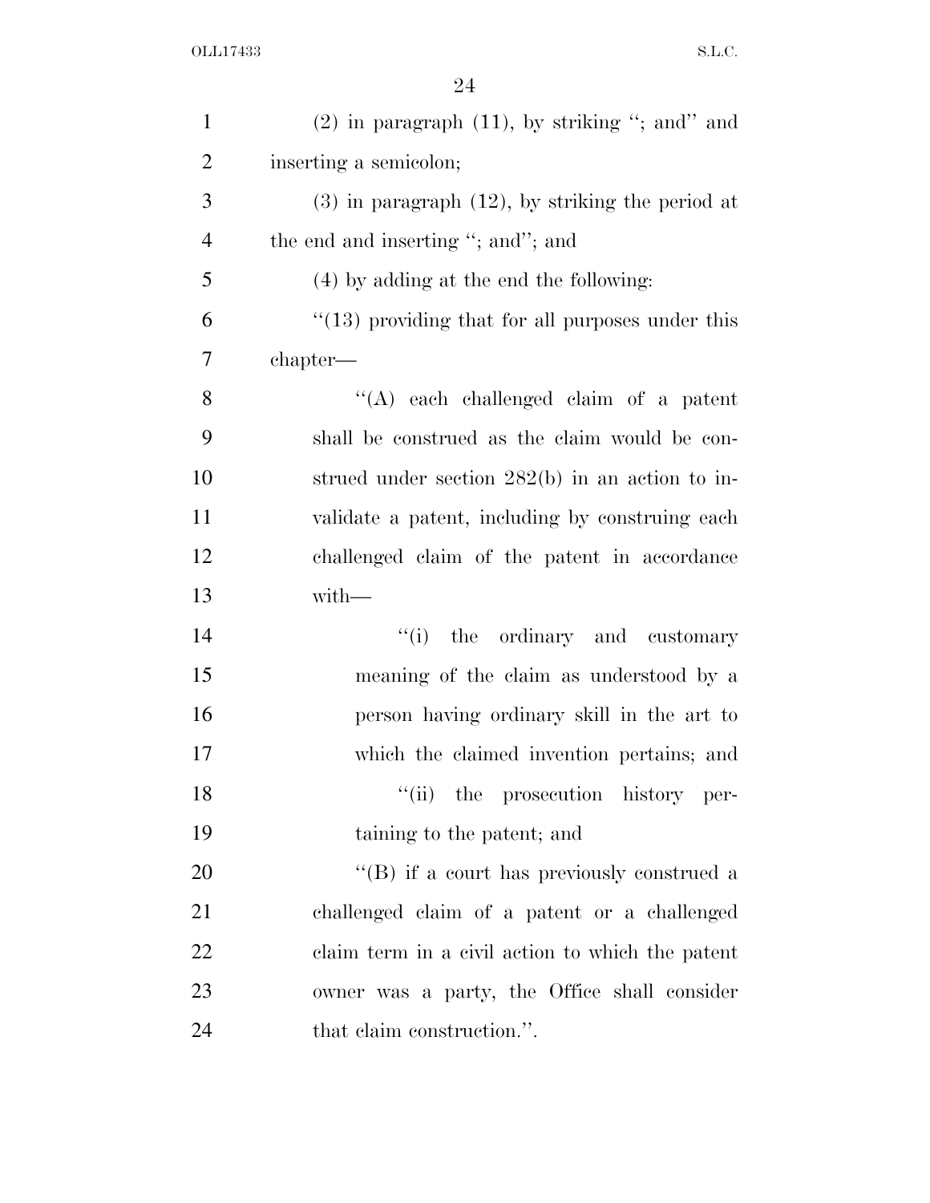(2) in paragraph (11), by striking "; and" and inserting a semicolon;

(3) in paragraph (12), by striking the period at the end and inserting "; and"; and

(4) by adding at the end the following:

"(13) providing that for all purposes under this chapter—

"(A) each challenged claim of a patent shall be construed as the claim would be construed under section 282(b) in an action to invalidate a patent, including by construing each challenged claim of the patent in accordance with—

"(i) the ordinary and customary meaning of the claim as understood by a person having ordinary skill in the art to which the claimed invention pertains; and

"(ii) the prosecution history pertaining to the patent; and

"(B) if a court has previously construed a challenged claim of a patent or a challenged claim term in a civil action to which the patent owner was a party, the Office shall consider that claim construction.".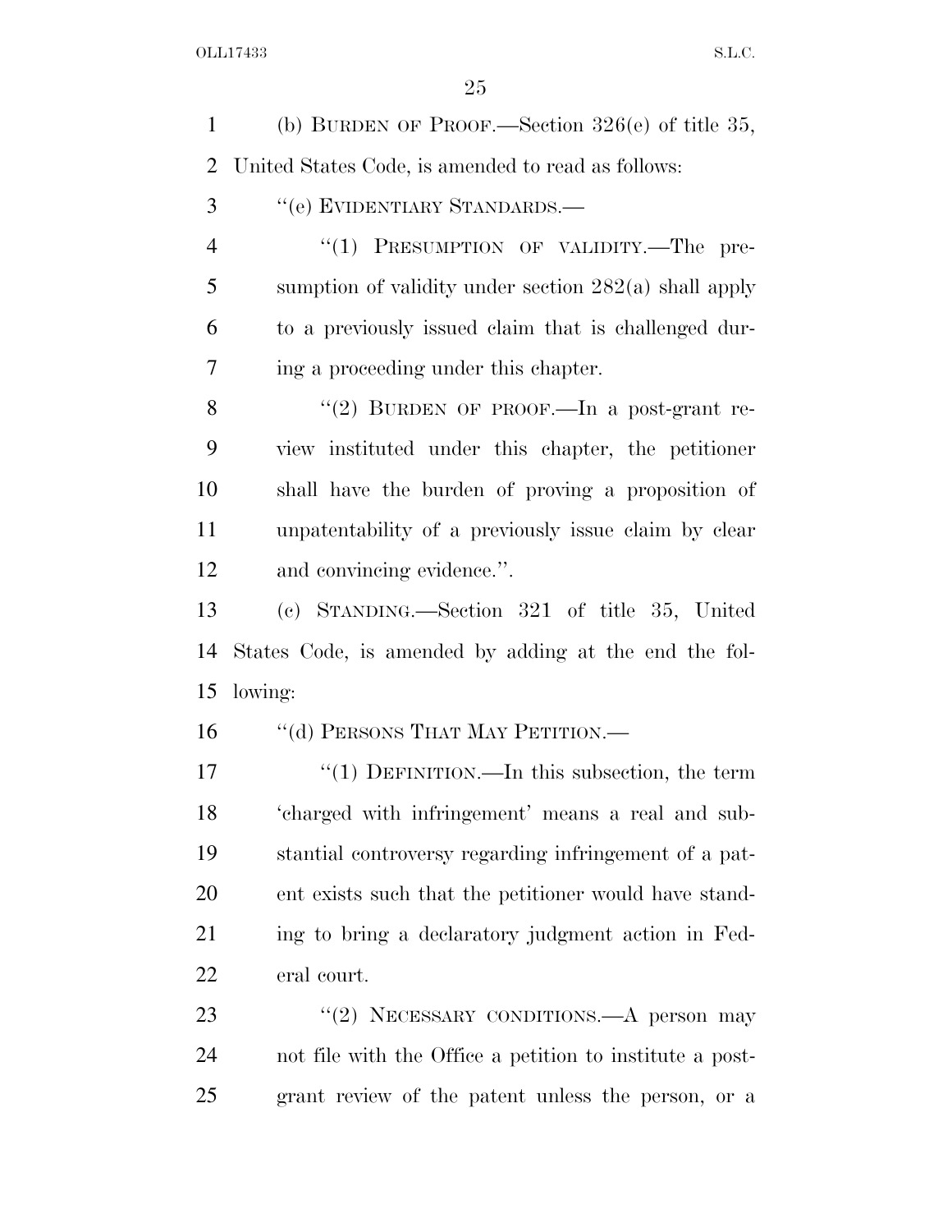(b) BURDEN OF PROOF.—Section 326(e) of title 35, United States Code, is amended to read as follows:

"(e) EVIDENTIARY STANDARDS.—

"(1) PRESUMPTION OF VALIDITY.—The presumption of validity under section 282(a) shall apply to a previously issued claim that is challenged during a proceeding under this chapter.

"(2) BURDEN OF PROOF.—In a post-grant review instituted under this chapter, the petitioner shall have the burden of proving a proposition of unpatentability of a previously issue claim by clear and convincing evidence.".

(c) STANDING.—Section 321 of title 35, United States Code, is amended by adding at the end the following:

"(d) PERSONS THAT MAY PETITION.—

"(1) DEFINITION.—In this subsection, the term 'charged with infringement' means a real and substantial controversy regarding infringement of a patent exists such that the petitioner would have standing to bring a declaratory judgment action in Federal court.

"(2) NECESSARY CONDITIONS.—A person may not file with the Office a petition to institute a post-grant review of the patent unless the person, or a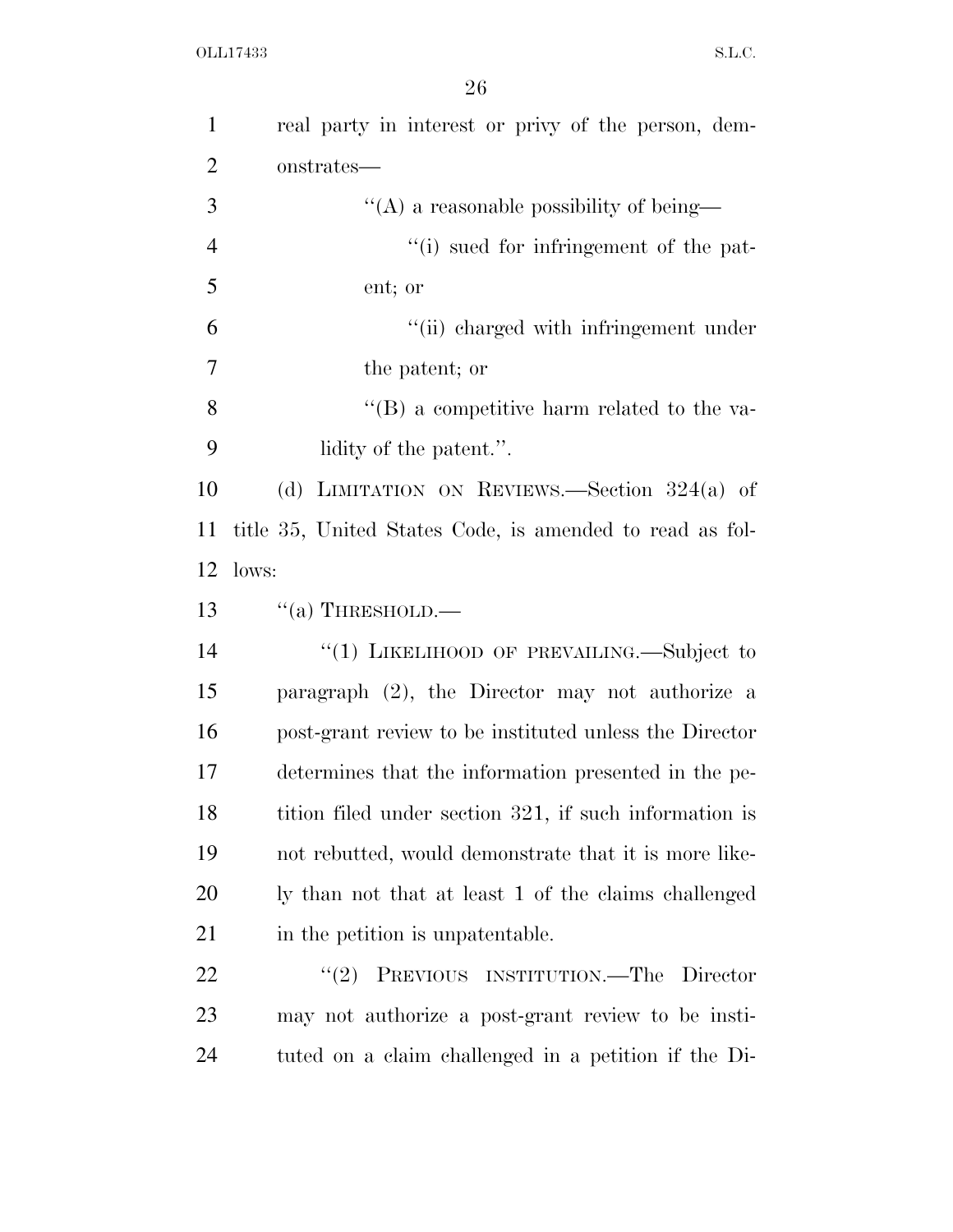real party in interest or privy of the person, demonstrates—

''(A) a reasonable possibility of being—

''(i) sued for infringement of the patent; or

''(ii) charged with infringement under the patent; or

''(B) a competitive harm related to the validity of the patent.''.

(d) LIMITATION ON REVIEWS.—Section 324(a) of title 35, United States Code, is amended to read as follows:

''(a) THRESHOLD.—

''(1) LIKELIHOOD OF PREVAILING.—Subject to paragraph (2), the Director may not authorize a post-grant review to be instituted unless the Director determines that the information presented in the petition filed under section 321, if such information is not rebutted, would demonstrate that it is more likely than not that at least 1 of the claims challenged in the petition is unpatentable.

''(2) PREVIOUS INSTITUTION.—The Director may not authorize a post-grant review to be instituted on a claim challenged in a petition if the Di-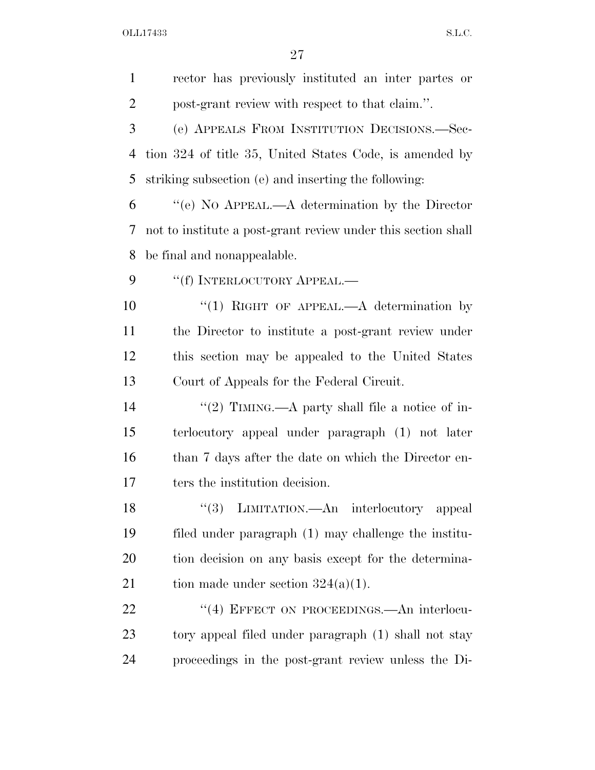rector has previously instituted an inter partes or post-grant review with respect to that claim.''.

(e) APPEALS FROM INSTITUTION DECISIONS.—Section 324 of title 35, United States Code, is amended by striking subsection (e) and inserting the following:

''(e) NO APPEAL.—A determination by the Director not to institute a post-grant review under this section shall be final and nonappealable.

''(f) INTERLOCUTORY APPEAL.—

''(1) RIGHT OF APPEAL.—A determination by the Director to institute a post-grant review under this section may be appealed to the United States Court of Appeals for the Federal Circuit.

''(2) TIMING.—A party shall file a notice of interlocutory appeal under paragraph (1) not later than 7 days after the date on which the Director enters the institution decision.

''(3) LIMITATION.—An interlocutory appeal filed under paragraph (1) may challenge the institution decision on any basis except for the determination made under section 324(a)(1).

''(4) EFFECT ON PROCEEDINGS.—An interlocutory appeal filed under paragraph (1) shall not stay proceedings in the post-grant review unless the Di-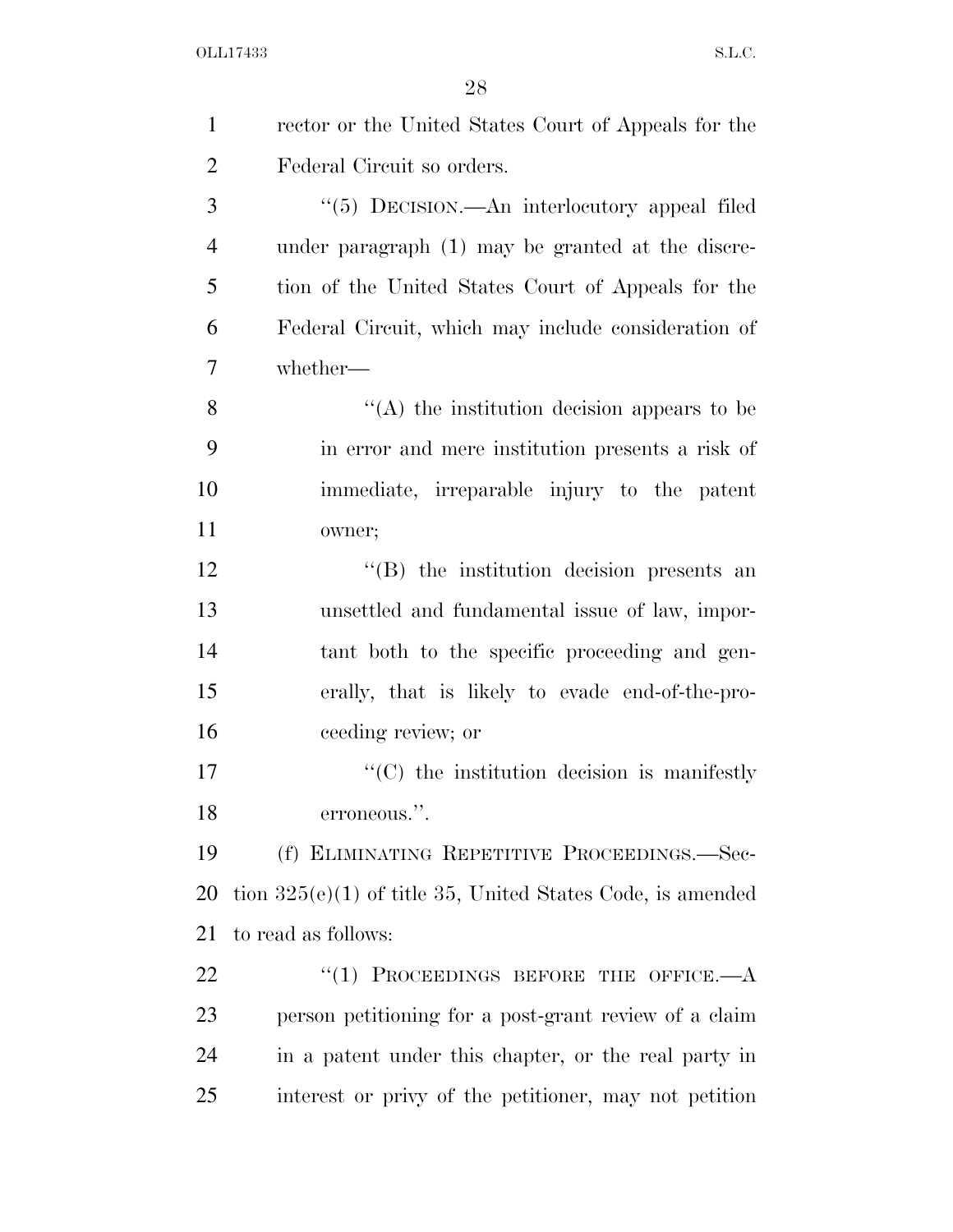rector or the United States Court of Appeals for the Federal Circuit so orders.

"(5) DECISION.—An interlocutory appeal filed under paragraph (1) may be granted at the discretion of the United States Court of Appeals for the Federal Circuit, which may include consideration of whether—

"(A) the institution decision appears to be in error and mere institution presents a risk of immediate, irreparable injury to the patent owner;

"(B) the institution decision presents an unsettled and fundamental issue of law, important both to the specific proceeding and generally, that is likely to evade end-of-the-proceeding review; or

"(C) the institution decision is manifestly erroneous.".

(f) ELIMINATING REPETITIVE PROCEEDINGS.—Section 325(e)(1) of title 35, United States Code, is amended to read as follows:

"(1) PROCEEDINGS BEFORE THE OFFICE.—A person petitioning for a post-grant review of a claim in a patent under this chapter, or the real party in interest or privy of the petitioner, may not petition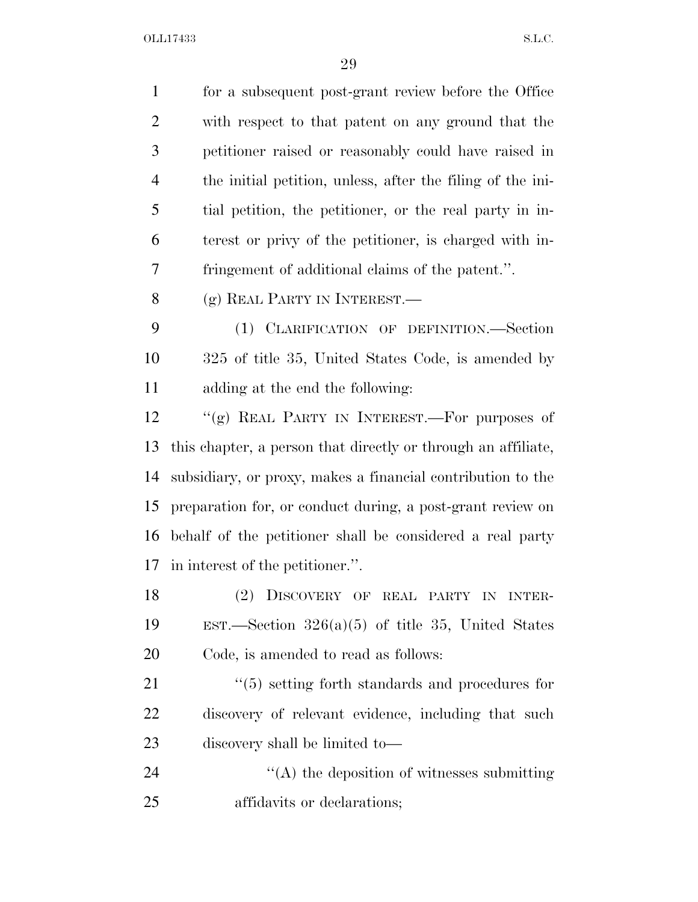for a subsequent post-grant review before the Office with respect to that patent on any ground that the petitioner raised or reasonably could have raised in the initial petition, unless, after the filing of the initial petition, the petitioner, or the real party in interest or privy of the petitioner, is charged with infringement of additional claims of the patent.''.

(g) REAL PARTY IN INTEREST.—

(1) CLARIFICATION OF DEFINITION.—Section 325 of title 35, United States Code, is amended by adding at the end the following:

''(g) REAL PARTY IN INTEREST.—For purposes of this chapter, a person that directly or through an affiliate, subsidiary, or proxy, makes a financial contribution to the preparation for, or conduct during, a post-grant review on behalf of the petitioner shall be considered a real party in interest of the petitioner.''.

(2) DISCOVERY OF REAL PARTY IN INTEREST.—Section 326(a)(5) of title 35, United States Code, is amended to read as follows:

''(5) setting forth standards and procedures for discovery of relevant evidence, including that such discovery shall be limited to—

''(A) the deposition of witnesses submitting affidavits or declarations;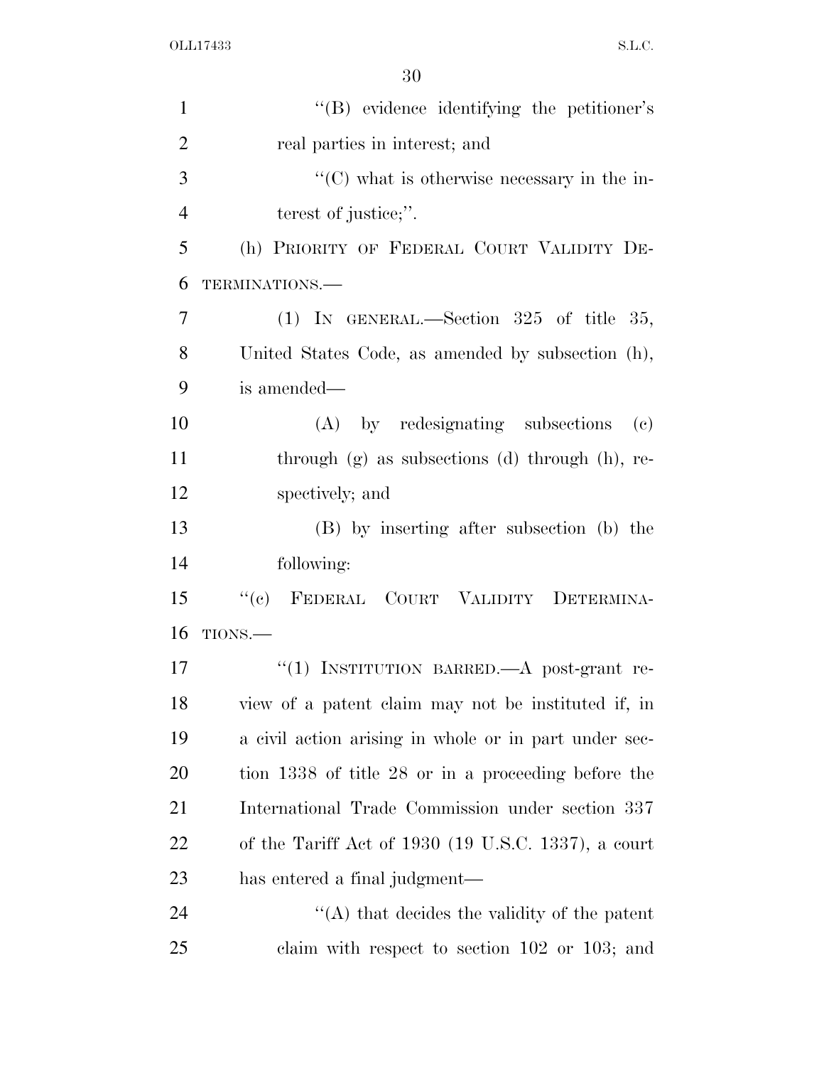''(B) evidence identifying the petitioner's real parties in interest; and

''(C) what is otherwise necessary in the interest of justice;''.

(h) PRIORITY OF FEDERAL COURT VALIDITY DETERMINATIONS.—

(1) IN GENERAL.—Section 325 of title 35, United States Code, as amended by subsection (h), is amended—

(A) by redesignating subsections (c) through (g) as subsections (d) through (h), respectively; and

(B) by inserting after subsection (b) the following:

''(c) FEDERAL COURT VALIDITY DETERMINATIONS.—

''(1) INSTITUTION BARRED.—A post-grant review of a patent claim may not be instituted if, in a civil action arising in whole or in part under section 1338 of title 28 or in a proceeding before the International Trade Commission under section 337 of the Tariff Act of 1930 (19 U.S.C. 1337), a court has entered a final judgment—

''(A) that decides the validity of the patent claim with respect to section 102 or 103; and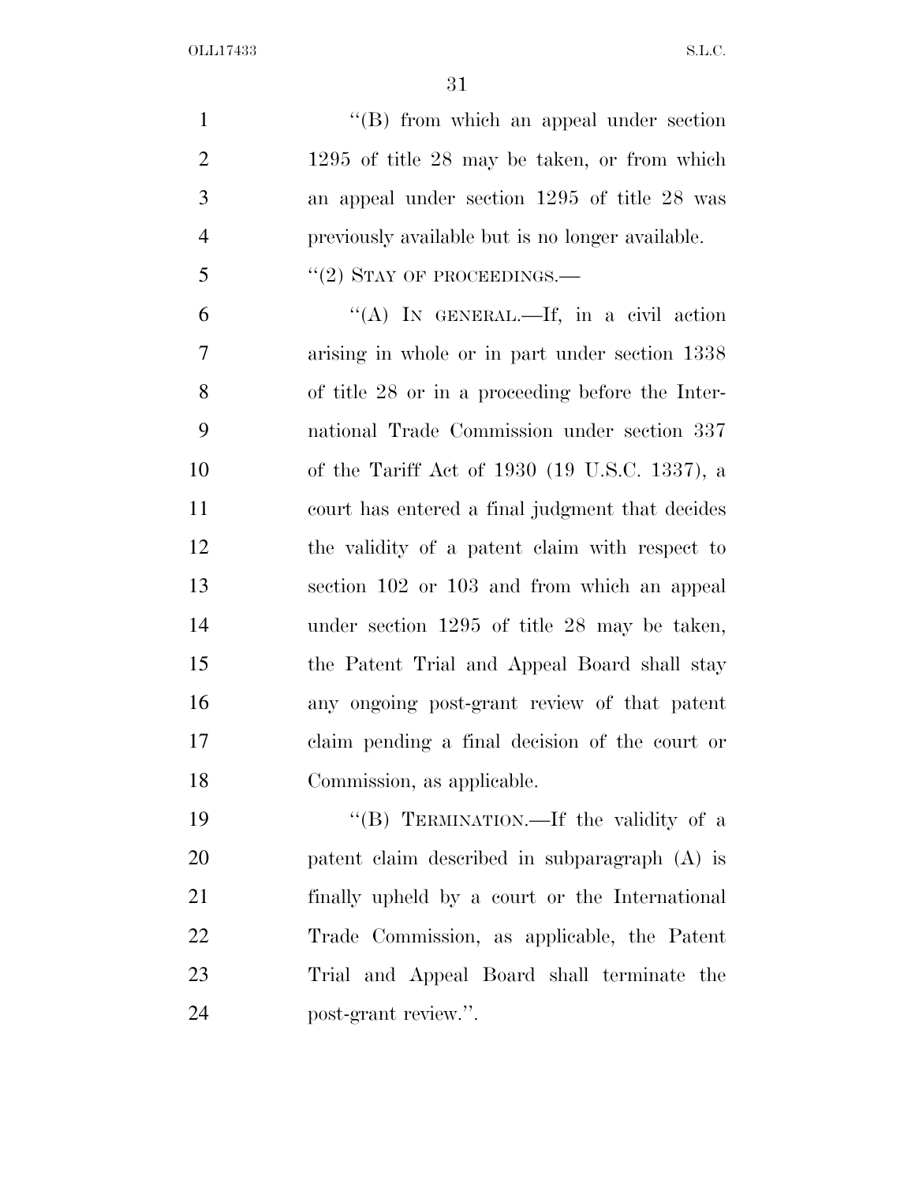"(B) from which an appeal under section 1295 of title 28 may be taken, or from which an appeal under section 1295 of title 28 was previously available but is no longer available.

"(2) STAY OF PROCEEDINGS.—

"(A) IN GENERAL.—If, in a civil action arising in whole or in part under section 1338 of title 28 or in a proceeding before the International Trade Commission under section 337 of the Tariff Act of 1930 (19 U.S.C. 1337), a court has entered a final judgment that decides the validity of a patent claim with respect to section 102 or 103 and from which an appeal under section 1295 of title 28 may be taken, the Patent Trial and Appeal Board shall stay any ongoing post-grant review of that patent claim pending a final decision of the court or Commission, as applicable.

"(B) TERMINATION.—If the validity of a patent claim described in subparagraph (A) is finally upheld by a court or the International Trade Commission, as applicable, the Patent Trial and Appeal Board shall terminate the post-grant review.".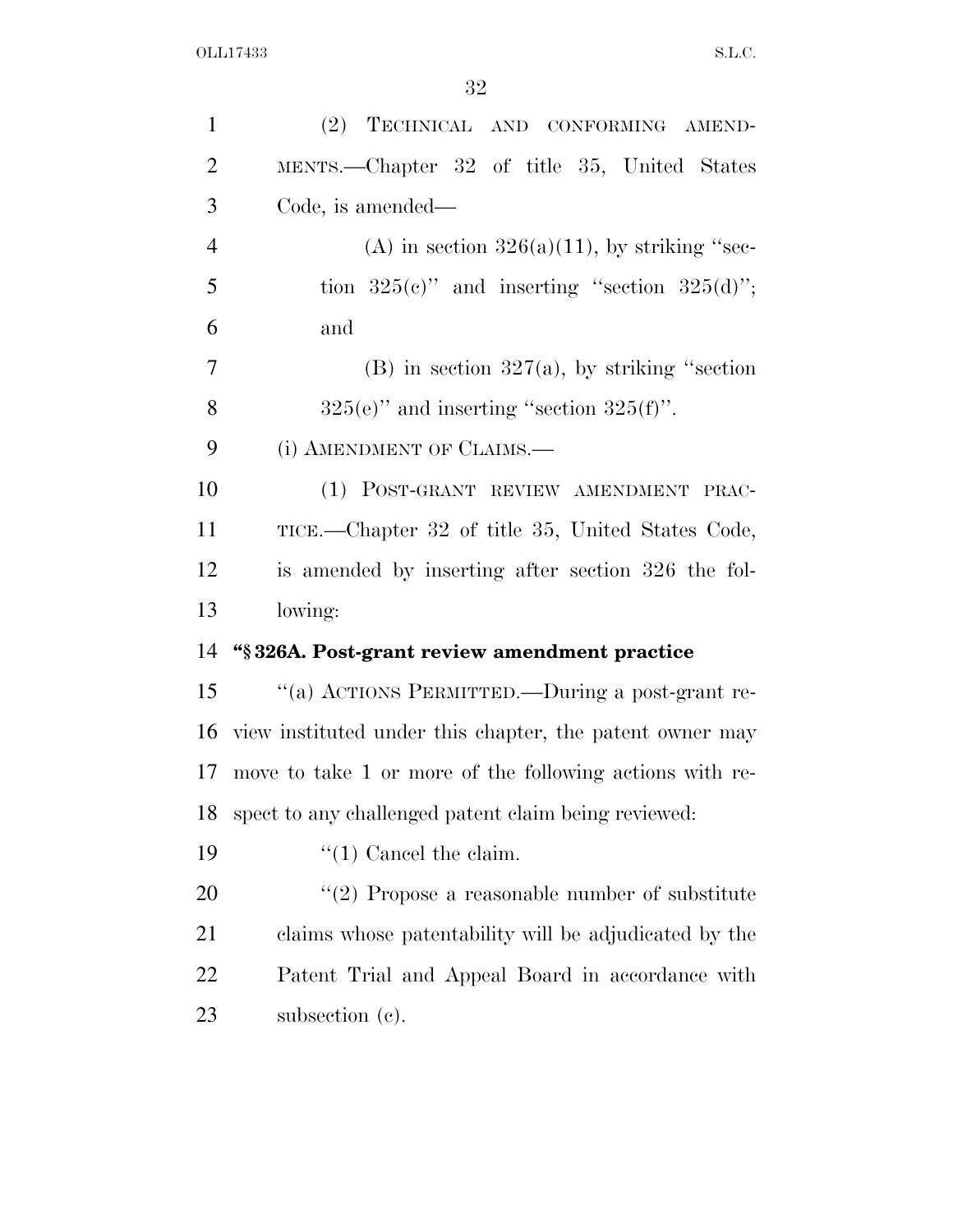(2) TECHNICAL AND CONFORMING AMENDMENTS.—Chapter 32 of title 35, United States Code, is amended—

(A) in section 326(a)(11), by striking "section 325(c)" and inserting "section 325(d)"; and

(B) in section 327(a), by striking "section 325(e)" and inserting "section 325(f)".

(i) AMENDMENT OF CLAIMS.—

(1) POST-GRANT REVIEW AMENDMENT PRACTICE.—Chapter 32 of title 35, United States Code, is amended by inserting after section 326 the following:

**"§ 326A. Post-grant review amendment practice**

"(a) ACTIONS PERMITTED.—During a post-grant review instituted under this chapter, the patent owner may move to take 1 or more of the following actions with respect to any challenged patent claim being reviewed:

"(1) Cancel the claim.

"(2) Propose a reasonable number of substitute claims whose patentability will be adjudicated by the Patent Trial and Appeal Board in accordance with subsection (c).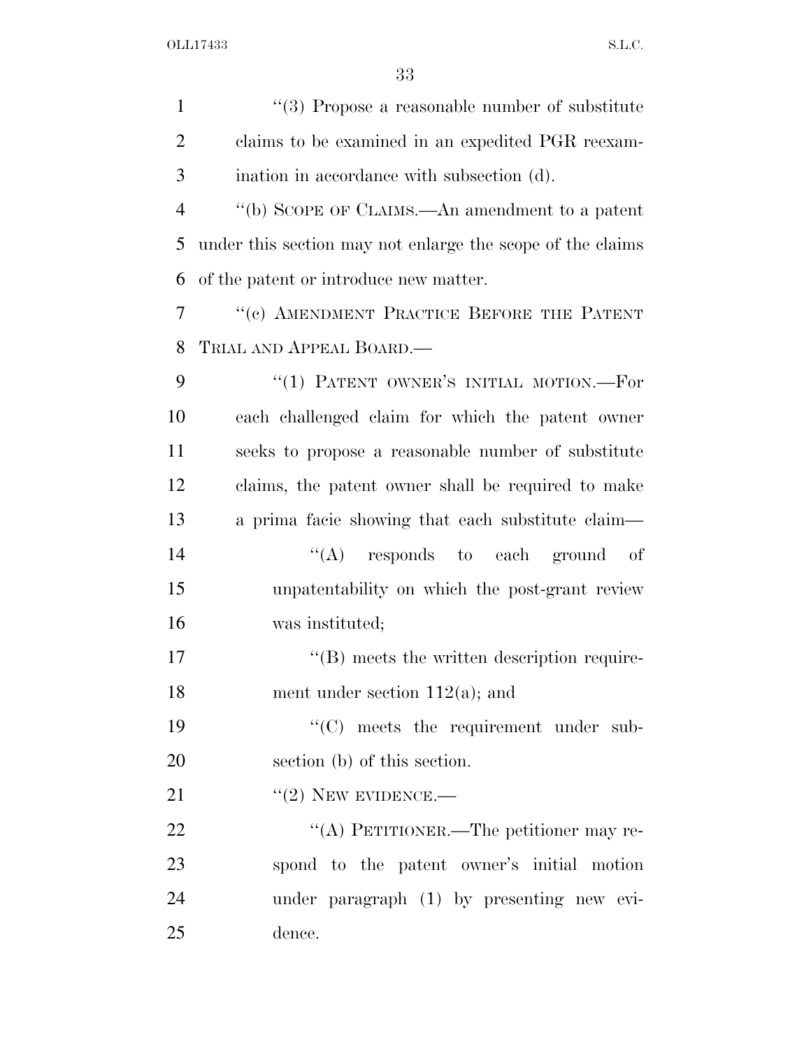"(3) Propose a reasonable number of substitute claims to be examined in an expedited PGR reexamination in accordance with subsection (d).

"(b) SCOPE OF CLAIMS.—An amendment to a patent under this section may not enlarge the scope of the claims of the patent or introduce new matter.

"(c) AMENDMENT PRACTICE BEFORE THE PATENT TRIAL AND APPEAL BOARD.—

"(1) PATENT OWNER'S INITIAL MOTION.—For each challenged claim for which the patent owner seeks to propose a reasonable number of substitute claims, the patent owner shall be required to make a prima facie showing that each substitute claim—

"(A) responds to each ground of unpatentability on which the post-grant review was instituted;

"(B) meets the written description requirement under section 112(a); and

"(C) meets the requirement under subsection (b) of this section.

"(2) NEW EVIDENCE.—

"(A) PETITIONER.—The petitioner may respond to the patent owner's initial motion under paragraph (1) by presenting new evidence.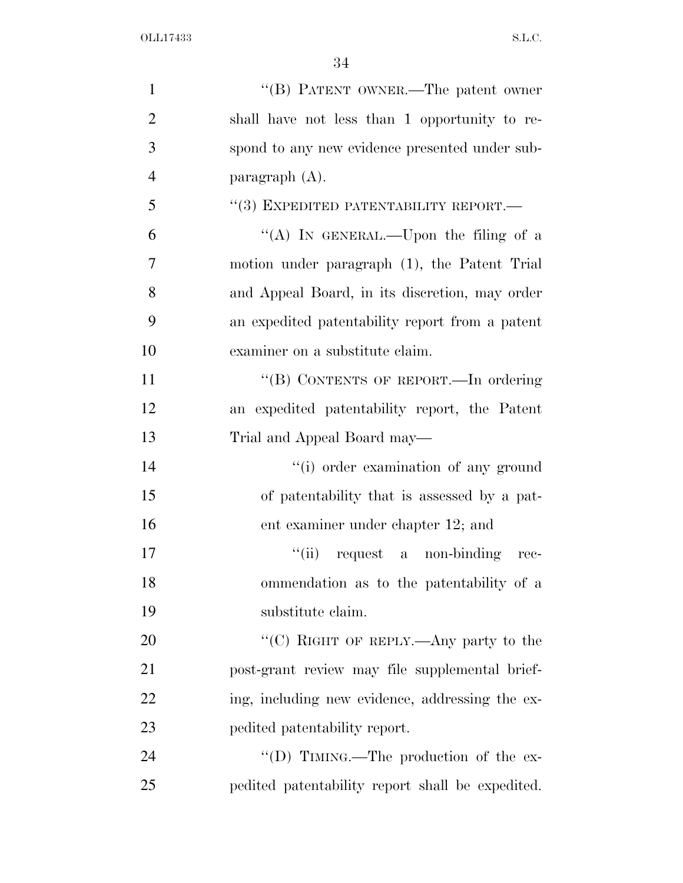"(B) PATENT OWNER.—The patent owner shall have not less than 1 opportunity to respond to any new evidence presented under subparagraph (A).

"(3) EXPEDITED PATENTABILITY REPORT.—

"(A) IN GENERAL.—Upon the filing of a motion under paragraph (1), the Patent Trial and Appeal Board, in its discretion, may order an expedited patentability report from a patent examiner on a substitute claim.

"(B) CONTENTS OF REPORT.—In ordering an expedited patentability report, the Patent Trial and Appeal Board may—

"(i) order examination of any ground of patentability that is assessed by a patent examiner under chapter 12; and

"(ii) request a non-binding recommendation as to the patentability of a substitute claim.

"(C) RIGHT OF REPLY.—Any party to the post-grant review may file supplemental briefing, including new evidence, addressing the expedited patentability report.

"(D) TIMING.—The production of the expedited patentability report shall be expedited.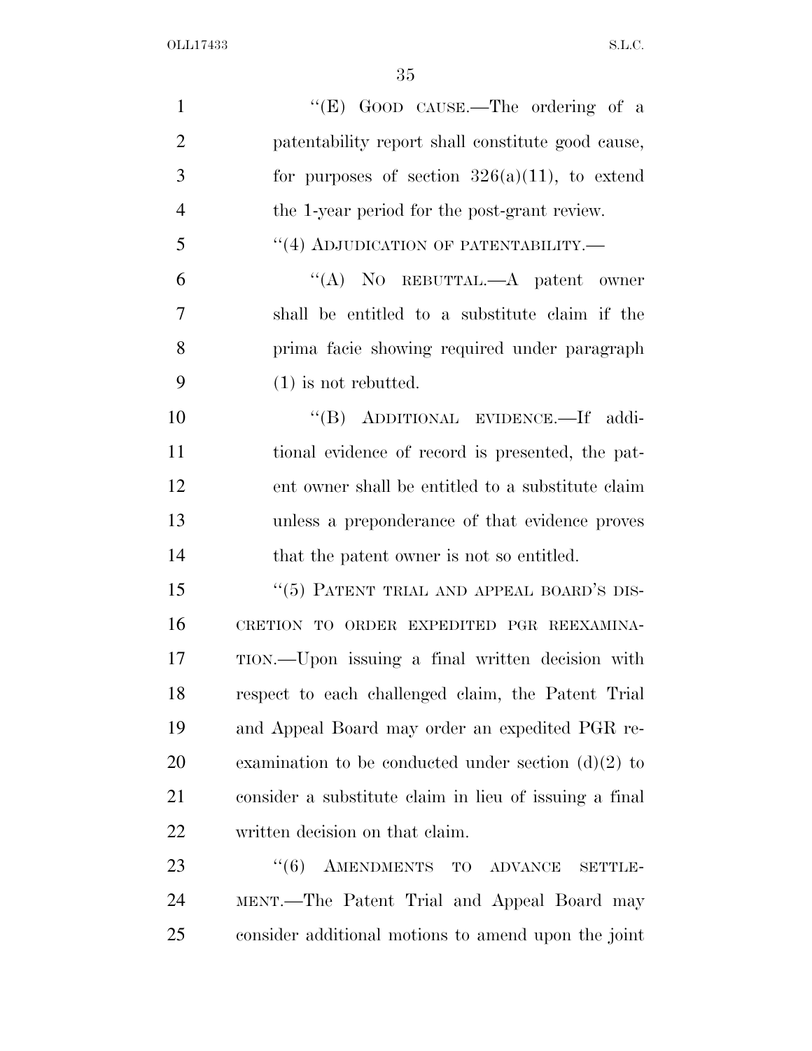"(E) GOOD CAUSE.—The ordering of a patentability report shall constitute good cause, for purposes of section 326(a)(11), to extend the 1-year period for the post-grant review.

"(4) ADJUDICATION OF PATENTABILITY.—

"(A) NO REBUTTAL.—A patent owner shall be entitled to a substitute claim if the prima facie showing required under paragraph (1) is not rebutted.

"(B) ADDITIONAL EVIDENCE.—If additional evidence of record is presented, the patent owner shall be entitled to a substitute claim unless a preponderance of that evidence proves that the patent owner is not so entitled.

"(5) PATENT TRIAL AND APPEAL BOARD'S DISCRETION TO ORDER EXPEDITED PGR REEXAMINATION.—Upon issuing a final written decision with respect to each challenged claim, the Patent Trial and Appeal Board may order an expedited PGR reexamination to be conducted under section (d)(2) to consider a substitute claim in lieu of issuing a final written decision on that claim.

"(6) AMENDMENTS TO ADVANCE SETTLEMENT.—The Patent Trial and Appeal Board may consider additional motions to amend upon the joint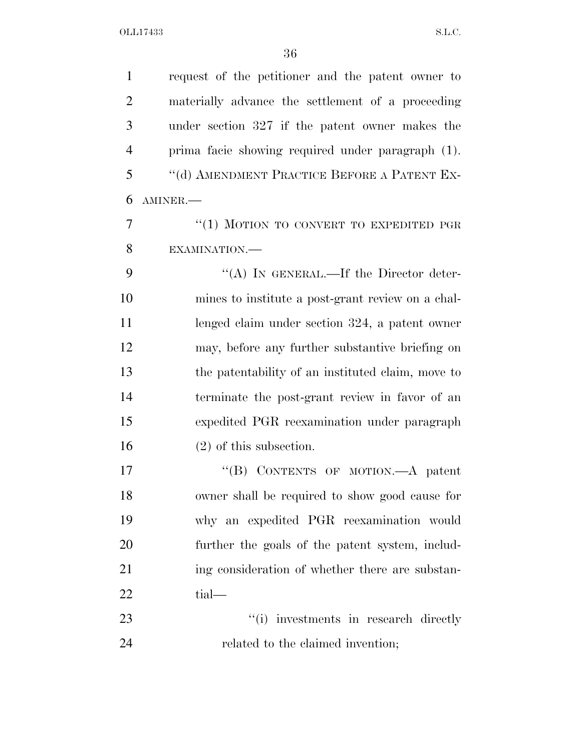request of the petitioner and the patent owner to materially advance the settlement of a proceeding under section 327 if the patent owner makes the prima facie showing required under paragraph (1).

"(d) AMENDMENT PRACTICE BEFORE A PATENT EXAMINER.—

"(1) MOTION TO CONVERT TO EXPEDITED PGR EXAMINATION.—

"(A) IN GENERAL.—If the Director determines to institute a post-grant review on a challenged claim under section 324, a patent owner may, before any further substantive briefing on the patentability of an instituted claim, move to terminate the post-grant review in favor of an expedited PGR reexamination under paragraph (2) of this subsection.

"(B) CONTENTS OF MOTION.—A patent owner shall be required to show good cause for why an expedited PGR reexamination would further the goals of the patent system, including consideration of whether there are substantial—

"(i) investments in research directly related to the claimed invention;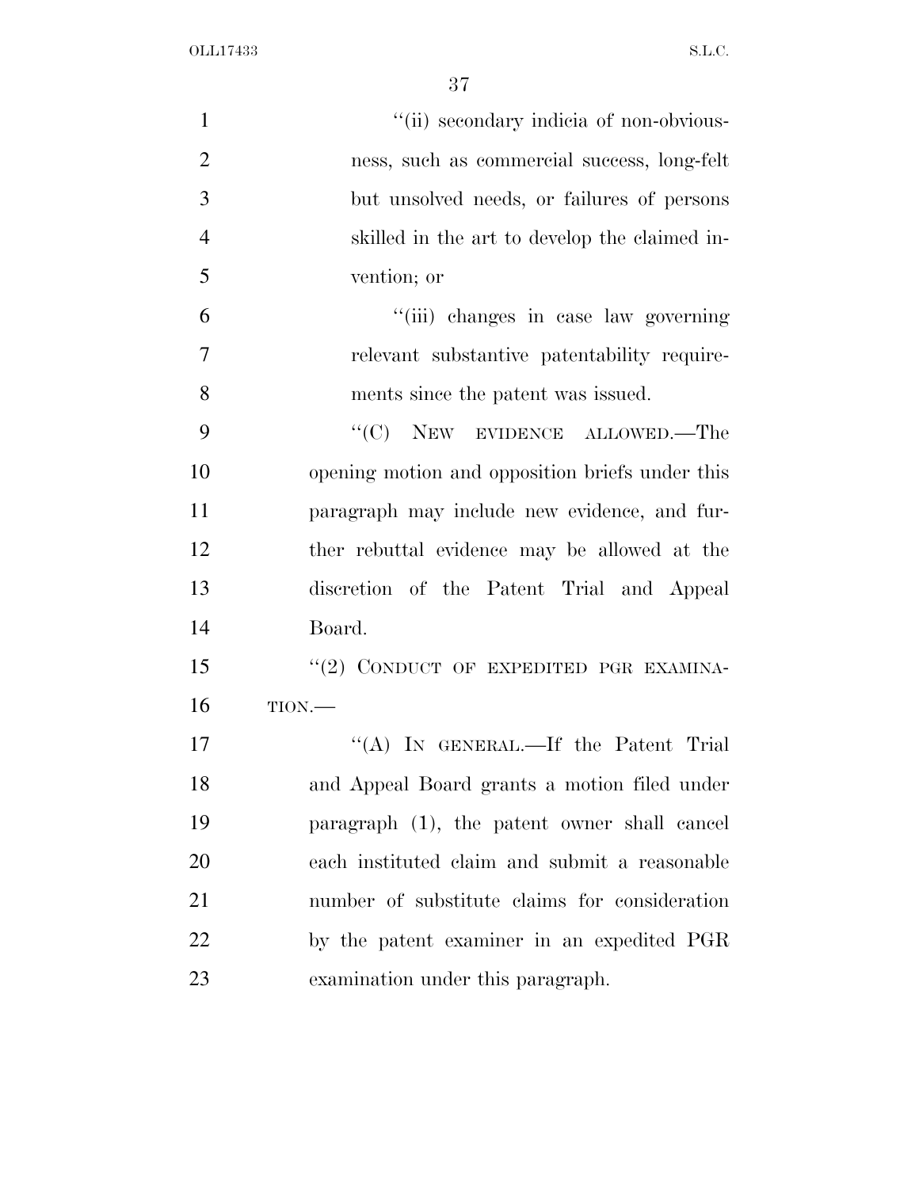"(ii) secondary indicia of non-obviousness, such as commercial success, long-felt but unsolved needs, or failures of persons skilled in the art to develop the claimed invention; or

"(iii) changes in case law governing relevant substantive patentability requirements since the patent was issued.

"(C) NEW EVIDENCE ALLOWED.—The opening motion and opposition briefs under this paragraph may include new evidence, and further rebuttal evidence may be allowed at the discretion of the Patent Trial and Appeal Board.

"(2) CONDUCT OF EXPEDITED PGR EXAMINATION.—

"(A) IN GENERAL.—If the Patent Trial and Appeal Board grants a motion filed under paragraph (1), the patent owner shall cancel each instituted claim and submit a reasonable number of substitute claims for consideration by the patent examiner in an expedited PGR examination under this paragraph.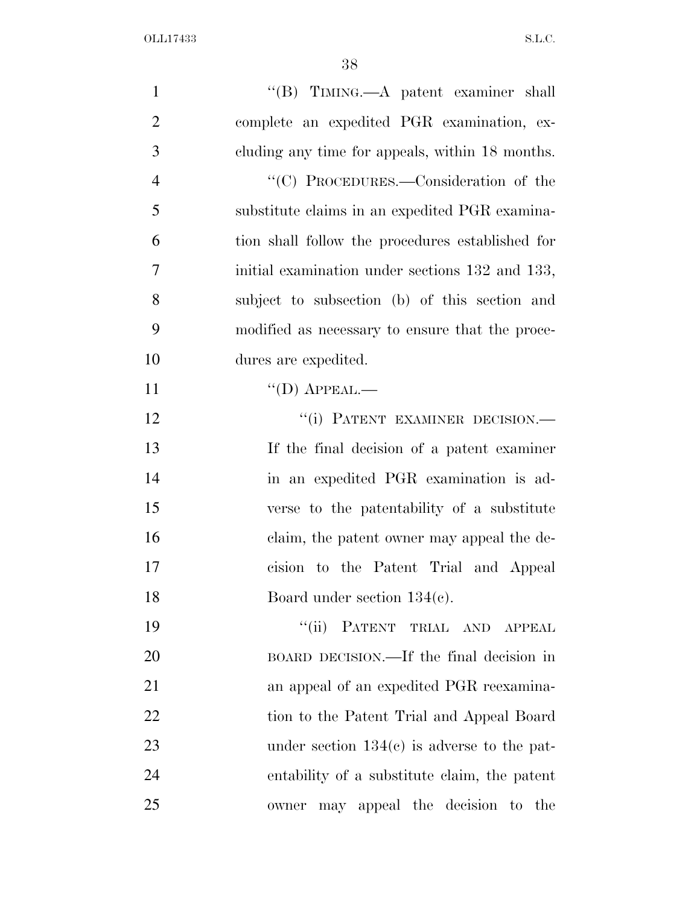"(B) TIMING.—A patent examiner shall complete an expedited PGR examination, excluding any time for appeals, within 18 months.

"(C) PROCEDURES.—Consideration of the substitute claims in an expedited PGR examination shall follow the procedures established for initial examination under sections 132 and 133, subject to subsection (b) of this section and modified as necessary to ensure that the procedures are expedited.

"(D) APPEAL.—

"(i) PATENT EXAMINER DECISION.—If the final decision of a patent examiner in an expedited PGR examination is adverse to the patentability of a substitute claim, the patent owner may appeal the decision to the Patent Trial and Appeal Board under section 134(c).

"(ii) PATENT TRIAL AND APPEAL BOARD DECISION.—If the final decision in an appeal of an expedited PGR reexamination to the Patent Trial and Appeal Board under section 134(c) is adverse to the patentability of a substitute claim, the patent owner may appeal the decision to the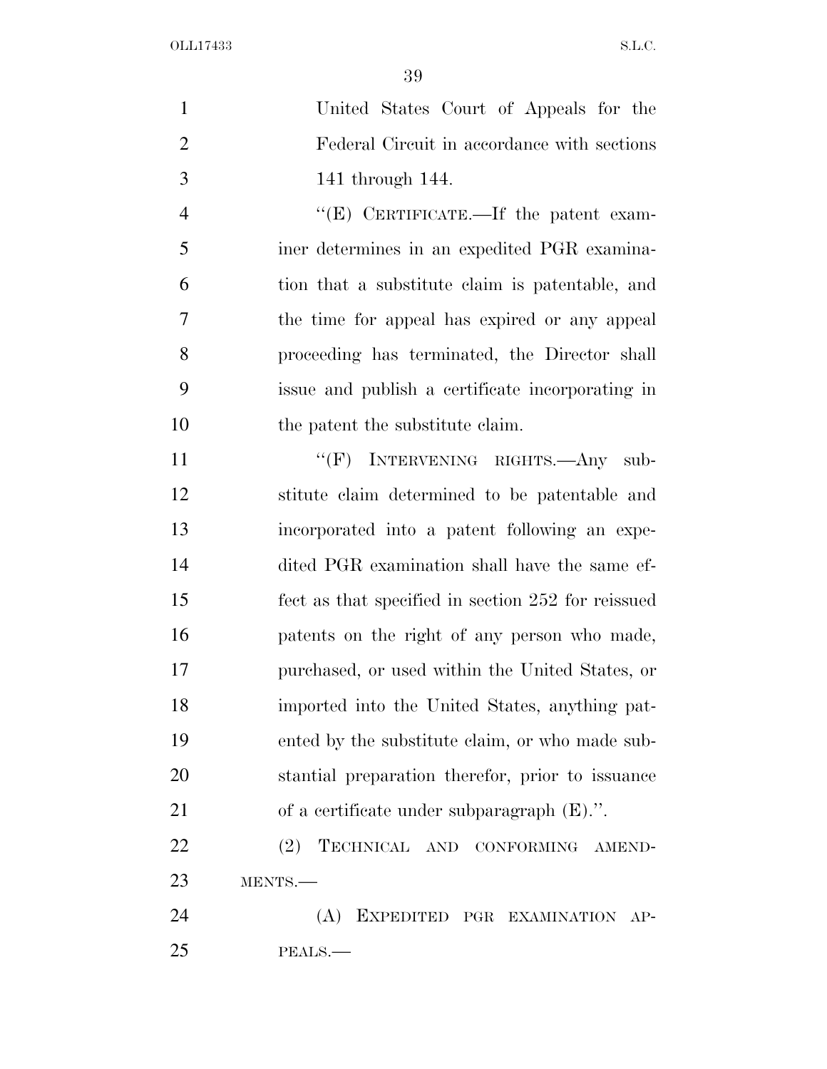United States Court of Appeals for the Federal Circuit in accordance with sections 141 through 144.

"(E) CERTIFICATE.—If the patent examiner determines in an expedited PGR examination that a substitute claim is patentable, and the time for appeal has expired or any appeal proceeding has terminated, the Director shall issue and publish a certificate incorporating in the patent the substitute claim.

"(F) INTERVENING RIGHTS.—Any substitute claim determined to be patentable and incorporated into a patent following an expedited PGR examination shall have the same effect as that specified in section 252 for reissued patents on the right of any person who made, purchased, or used within the United States, or imported into the United States, anything patented by the substitute claim, or who made substantial preparation therefor, prior to issuance of a certificate under subparagraph (E).".

(2) TECHNICAL AND CONFORMING AMENDMENTS.—

(A) EXPEDITED PGR EXAMINATION APPEALS.—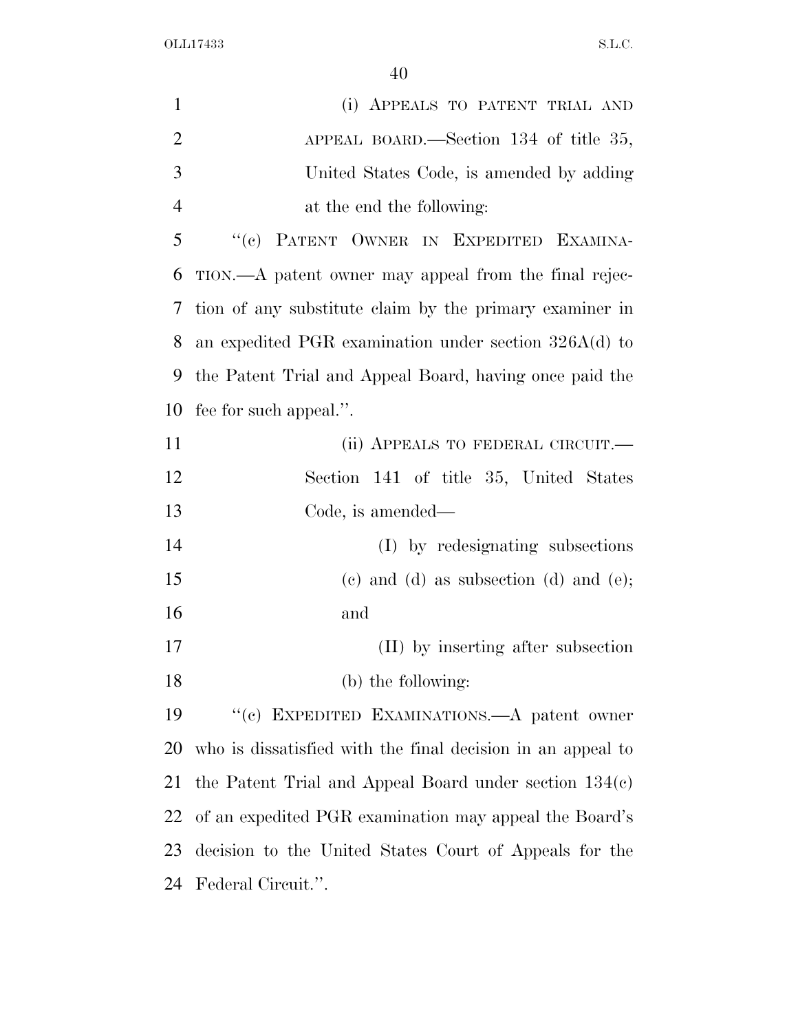(i) APPEALS TO PATENT TRIAL AND APPEAL BOARD.—Section 134 of title 35, United States Code, is amended by adding at the end the following:

"(c) PATENT OWNER IN EXPEDITED EXAMINATION.—A patent owner may appeal from the final rejection of any substitute claim by the primary examiner in an expedited PGR examination under section 326A(d) to the Patent Trial and Appeal Board, having once paid the fee for such appeal.".

(ii) APPEALS TO FEDERAL CIRCUIT.—Section 141 of title 35, United States Code, is amended—

(I) by redesignating subsections (c) and (d) as subsection (d) and (e); and

(II) by inserting after subsection (b) the following:

"(c) EXPEDITED EXAMINATIONS.—A patent owner who is dissatisfied with the final decision in an appeal to the Patent Trial and Appeal Board under section 134(c) of an expedited PGR examination may appeal the Board's decision to the United States Court of Appeals for the Federal Circuit.".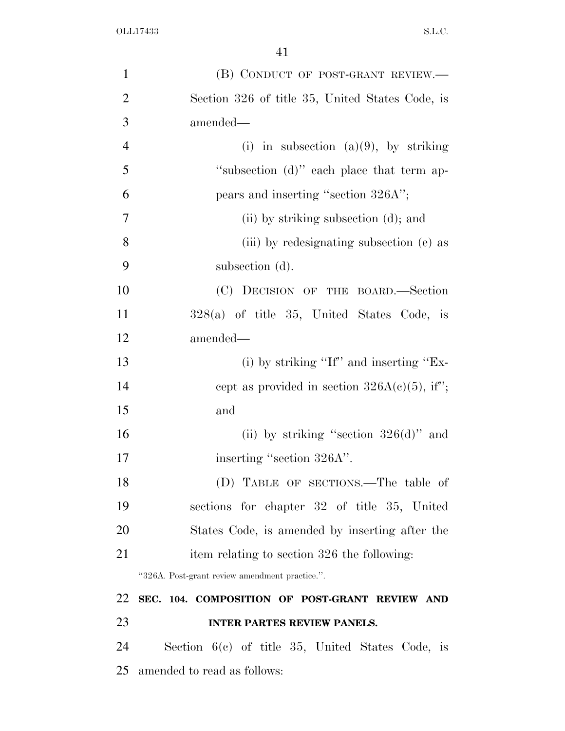(B) CONDUCT OF POST-GRANT REVIEW.—Section 326 of title 35, United States Code, is amended—

(i) in subsection (a)(9), by striking "subsection (d)" each place that term appears and inserting "section 326A";

(ii) by striking subsection (d); and

(iii) by redesignating subsection (e) as subsection (d).

(C) DECISION OF THE BOARD.—Section 328(a) of title 35, United States Code, is amended—

(i) by striking "If" and inserting "Except as provided in section 326A(c)(5), if"; and

(ii) by striking "section 326(d)" and inserting "section 326A".

(D) TABLE OF SECTIONS.—The table of sections for chapter 32 of title 35, United States Code, is amended by inserting after the item relating to section 326 the following:

"326A. Post-grant review amendment practice.".

**SEC. 104. COMPOSITION OF POST-GRANT REVIEW AND INTER PARTES REVIEW PANELS.**

Section 6(c) of title 35, United States Code, is amended to read as follows: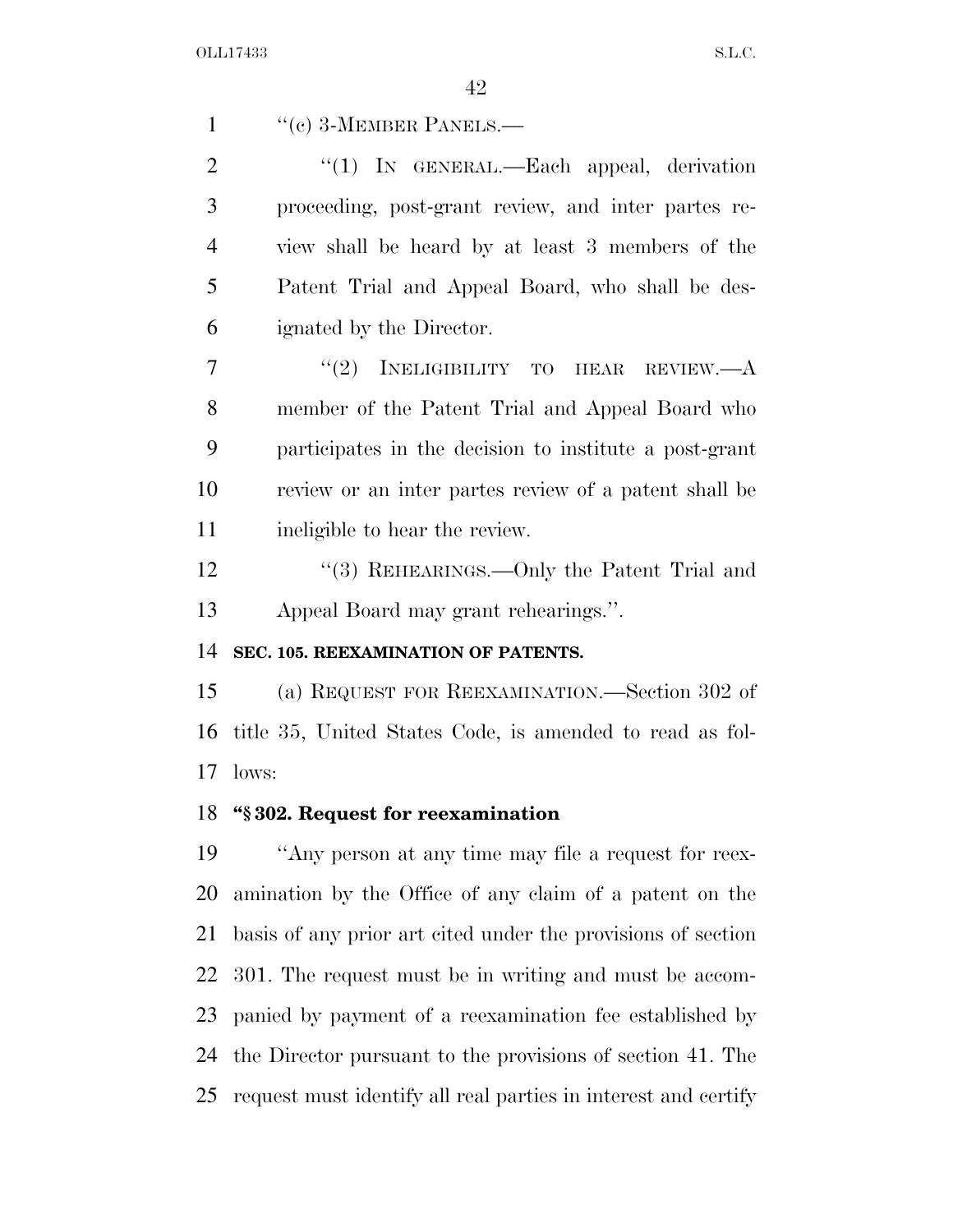''(c) 3-MEMBER PANELS.—

''(1) IN GENERAL.—Each appeal, derivation proceeding, post-grant review, and inter partes review shall be heard by at least 3 members of the Patent Trial and Appeal Board, who shall be designated by the Director.

''(2) INELIGIBILITY TO HEAR REVIEW.—A member of the Patent Trial and Appeal Board who participates in the decision to institute a post-grant review or an inter partes review of a patent shall be ineligible to hear the review.

''(3) REHEARINGS.—Only the Patent Trial and Appeal Board may grant rehearings.''.

**SEC. 105. REEXAMINATION OF PATENTS.**

(a) REQUEST FOR REEXAMINATION.—Section 302 of title 35, United States Code, is amended to read as follows:

**''§ 302. Request for reexamination**

''Any person at any time may file a request for reexamination by the Office of any claim of a patent on the basis of any prior art cited under the provisions of section 301. The request must be in writing and must be accompanied by payment of a reexamination fee established by the Director pursuant to the provisions of section 41. The request must identify all real parties in interest and certify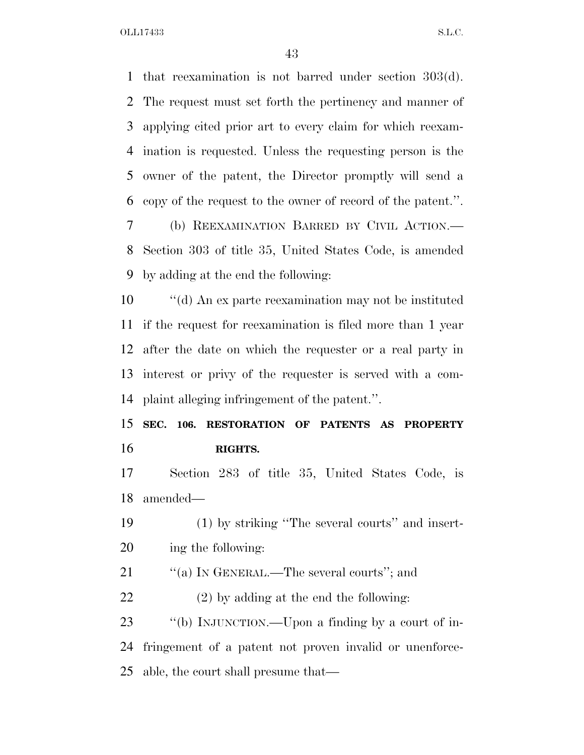that reexamination is not barred under section 303(d). The request must set forth the pertinency and manner of applying cited prior art to every claim for which reexamination is requested. Unless the requesting person is the owner of the patent, the Director promptly will send a copy of the request to the owner of record of the patent.''.

(b) REEXAMINATION BARRED BY CIVIL ACTION.—Section 303 of title 35, United States Code, is amended by adding at the end the following:

''(d) An ex parte reexamination may not be instituted if the request for reexamination is filed more than 1 year after the date on which the requester or a real party in interest or privy of the requester is served with a complaint alleging infringement of the patent.''.

**SEC. 106. RESTORATION OF PATENTS AS PROPERTY RIGHTS.**

Section 283 of title 35, United States Code, is amended—

(1) by striking ''The several courts'' and inserting the following:

''(a) IN GENERAL.—The several courts''; and

(2) by adding at the end the following:

''(b) INJUNCTION.—Upon a finding by a court of infringement of a patent not proven invalid or unenforceable, the court shall presume that—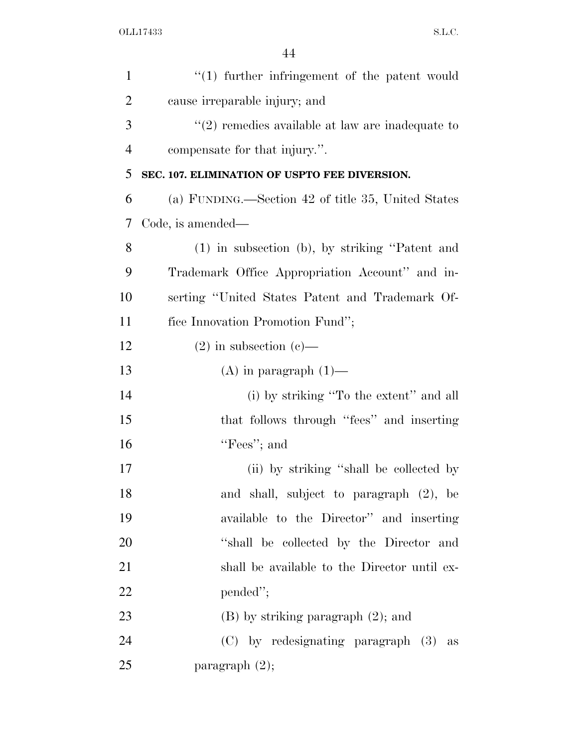"(1) further infringement of the patent would cause irreparable injury; and

"(2) remedies available at law are inadequate to compensate for that injury.".

**SEC. 107. ELIMINATION OF USPTO FEE DIVERSION.**

(a) FUNDING.—Section 42 of title 35, United States Code, is amended—

(1) in subsection (b), by striking "Patent and Trademark Office Appropriation Account" and inserting "United States Patent and Trademark Office Innovation Promotion Fund";

(2) in subsection (c)—

(A) in paragraph (1)—

(i) by striking "To the extent" and all that follows through "fees" and inserting "Fees"; and

(ii) by striking "shall be collected by and shall, subject to paragraph (2), be available to the Director" and inserting "shall be collected by the Director and shall be available to the Director until expended";

(B) by striking paragraph (2); and

(C) by redesignating paragraph (3) as paragraph (2);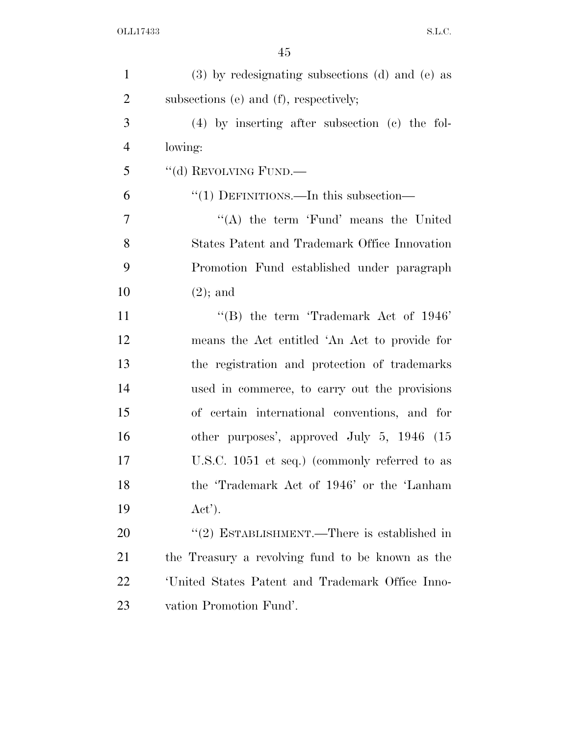(3) by redesignating subsections (d) and (e) as subsections (e) and (f), respectively;

(4) by inserting after subsection (c) the following:

"(d) REVOLVING FUND.—

"(1) DEFINITIONS.—In this subsection—

"(A) the term 'Fund' means the United States Patent and Trademark Office Innovation Promotion Fund established under paragraph (2); and

"(B) the term 'Trademark Act of 1946' means the Act entitled 'An Act to provide for the registration and protection of trademarks used in commerce, to carry out the provisions of certain international conventions, and for other purposes', approved July 5, 1946 (15 U.S.C. 1051 et seq.) (commonly referred to as the 'Trademark Act of 1946' or the 'Lanham Act').

"(2) ESTABLISHMENT.—There is established in the Treasury a revolving fund to be known as the 'United States Patent and Trademark Office Innovation Promotion Fund'.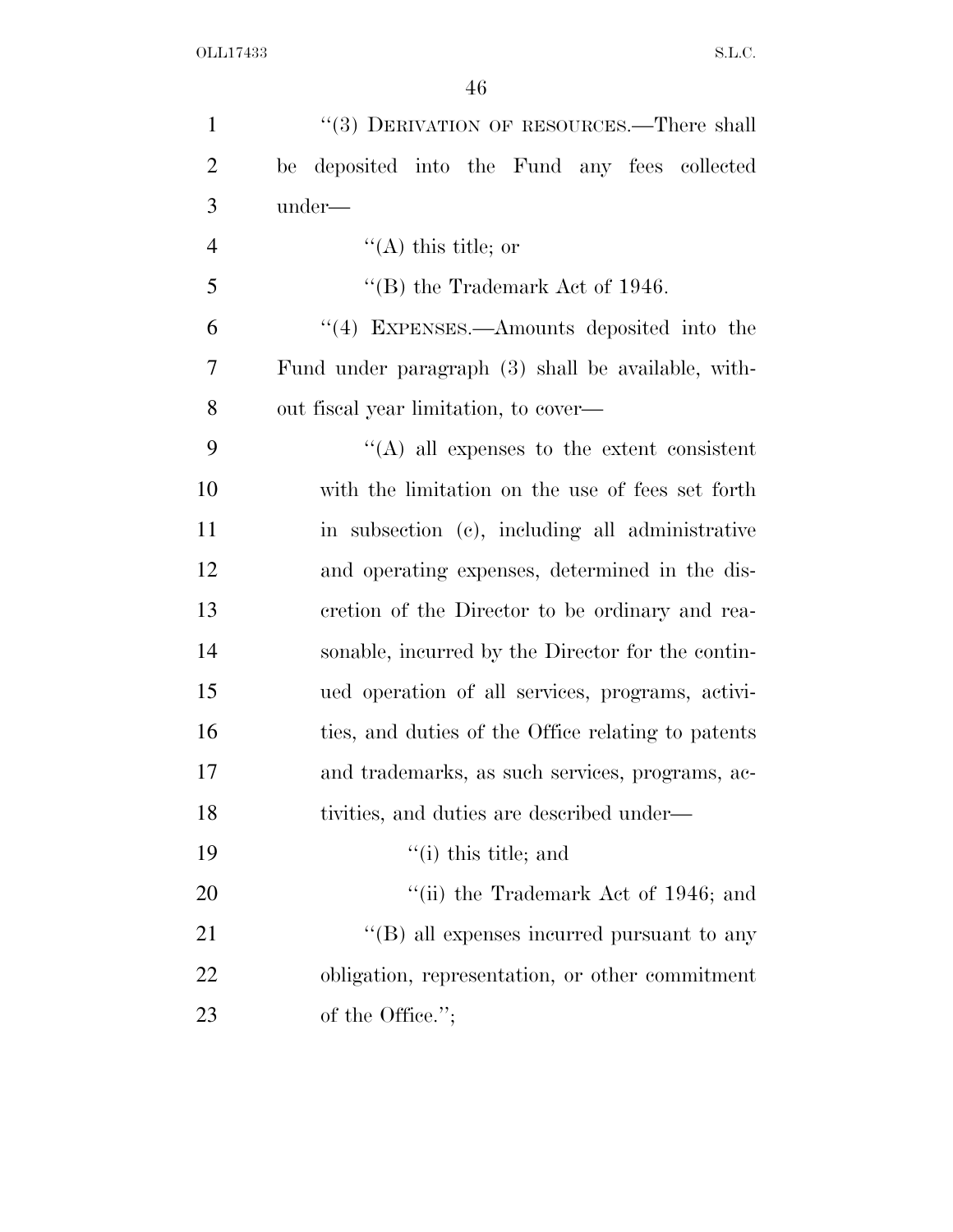"(3) DERIVATION OF RESOURCES.—There shall be deposited into the Fund any fees collected under—

"(A) this title; or

"(B) the Trademark Act of 1946.

"(4) EXPENSES.—Amounts deposited into the Fund under paragraph (3) shall be available, without fiscal year limitation, to cover—

"(A) all expenses to the extent consistent with the limitation on the use of fees set forth in subsection (c), including all administrative and operating expenses, determined in the discretion of the Director to be ordinary and reasonable, incurred by the Director for the continued operation of all services, programs, activities, and duties of the Office relating to patents and trademarks, as such services, programs, activities, and duties are described under—

"(i) this title; and

"(ii) the Trademark Act of 1946; and

"(B) all expenses incurred pursuant to any obligation, representation, or other commitment of the Office.";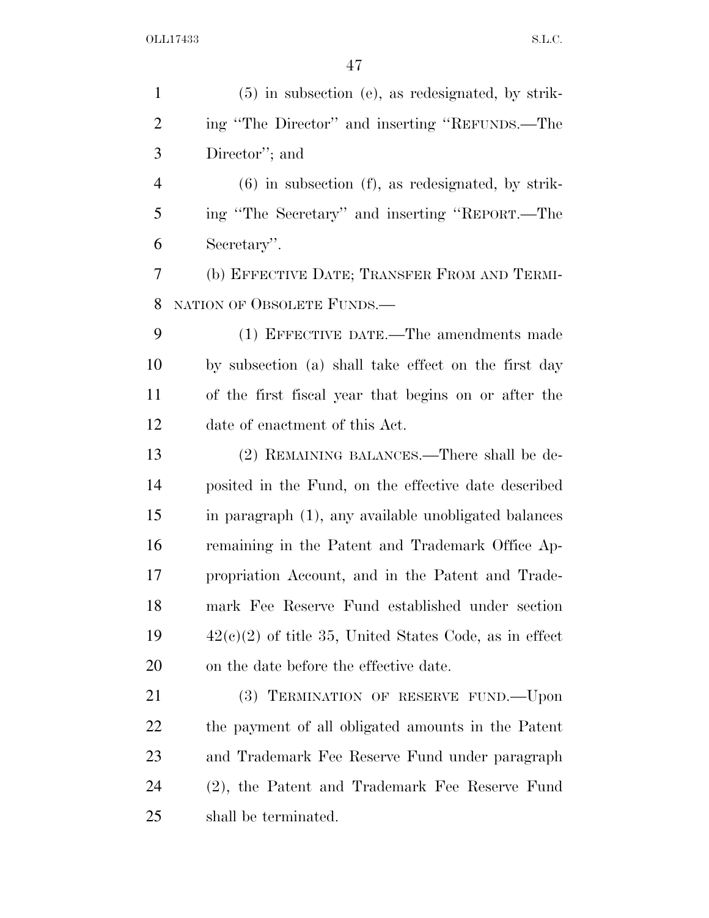(5) in subsection (e), as redesignated, by striking ''The Director'' and inserting ''REFUNDS.—The Director''; and

(6) in subsection (f), as redesignated, by striking ''The Secretary'' and inserting ''REPORT.—The Secretary''.

(b) EFFECTIVE DATE; TRANSFER FROM AND TERMINATION OF OBSOLETE FUNDS.—

(1) EFFECTIVE DATE.—The amendments made by subsection (a) shall take effect on the first day of the first fiscal year that begins on or after the date of enactment of this Act.

(2) REMAINING BALANCES.—There shall be deposited in the Fund, on the effective date described in paragraph (1), any available unobligated balances remaining in the Patent and Trademark Office Appropriation Account, and in the Patent and Trademark Fee Reserve Fund established under section 42(c)(2) of title 35, United States Code, as in effect on the date before the effective date.

(3) TERMINATION OF RESERVE FUND.—Upon the payment of all obligated amounts in the Patent and Trademark Fee Reserve Fund under paragraph (2), the Patent and Trademark Fee Reserve Fund shall be terminated.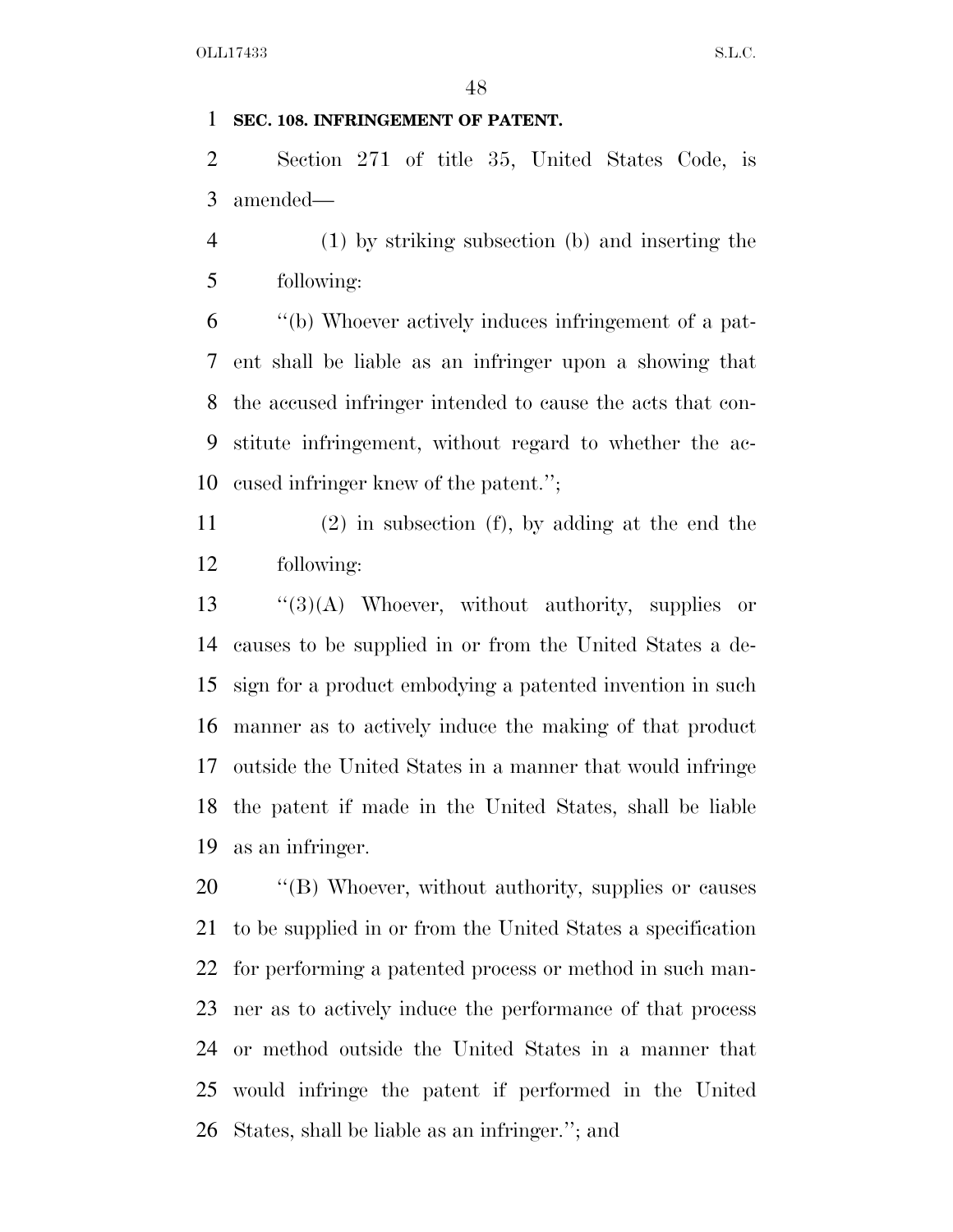**SEC. 108. INFRINGEMENT OF PATENT.**

Section 271 of title 35, United States Code, is amended—

(1) by striking subsection (b) and inserting the following:

"(b) Whoever actively induces infringement of a patent shall be liable as an infringer upon a showing that the accused infringer intended to cause the acts that constitute infringement, without regard to whether the accused infringer knew of the patent.";

(2) in subsection (f), by adding at the end the following:

"(3)(A) Whoever, without authority, supplies or causes to be supplied in or from the United States a design for a product embodying a patented invention in such manner as to actively induce the making of that product outside the United States in a manner that would infringe the patent if made in the United States, shall be liable as an infringer.

"(B) Whoever, without authority, supplies or causes to be supplied in or from the United States a specification for performing a patented process or method in such manner as to actively induce the performance of that process or method outside the United States in a manner that would infringe the patent if performed in the United States, shall be liable as an infringer."; and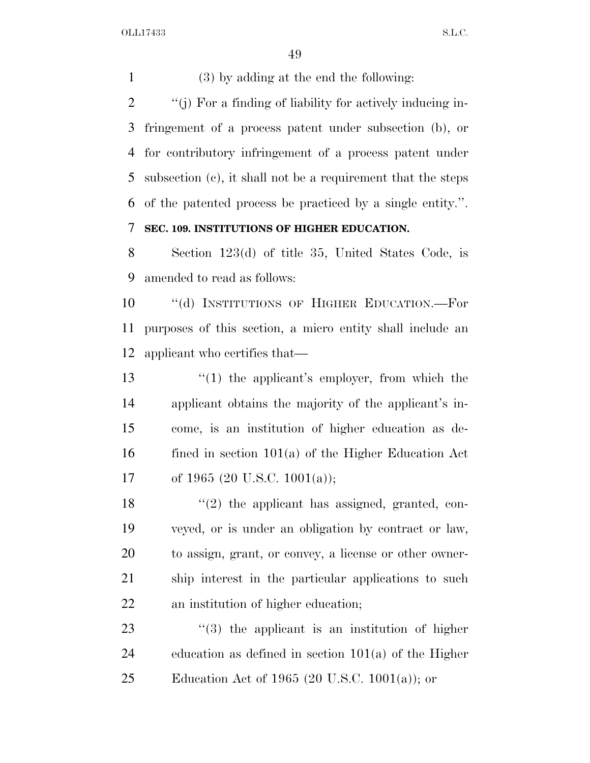(3) by adding at the end the following:

''(j) For a finding of liability for actively inducing infringement of a process patent under subsection (b), or for contributory infringement of a process patent under subsection (c), it shall not be a requirement that the steps of the patented process be practiced by a single entity.''.

**SEC. 109. INSTITUTIONS OF HIGHER EDUCATION.**

Section 123(d) of title 35, United States Code, is amended to read as follows:

''(d) INSTITUTIONS OF HIGHER EDUCATION.—For purposes of this section, a micro entity shall include an applicant who certifies that—

''(1) the applicant's employer, from which the applicant obtains the majority of the applicant's income, is an institution of higher education as defined in section 101(a) of the Higher Education Act of 1965 (20 U.S.C. 1001(a));

''(2) the applicant has assigned, granted, conveyed, or is under an obligation by contract or law, to assign, grant, or convey, a license or other ownership interest in the particular applications to such an institution of higher education;

''(3) the applicant is an institution of higher education as defined in section 101(a) of the Higher Education Act of 1965 (20 U.S.C. 1001(a)); or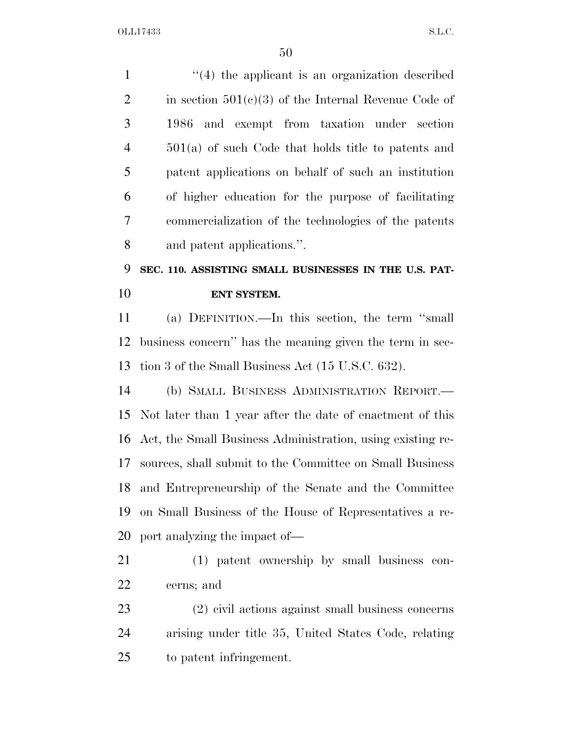"(4) the applicant is an organization described in section 501(c)(3) of the Internal Revenue Code of 1986 and exempt from taxation under section 501(a) of such Code that holds title to patents and patent applications on behalf of such an institution of higher education for the purpose of facilitating commercialization of the technologies of the patents and patent applications.".

**SEC. 110. ASSISTING SMALL BUSINESSES IN THE U.S. PATENT SYSTEM.**

(a) DEFINITION.—In this section, the term "small business concern" has the meaning given the term in section 3 of the Small Business Act (15 U.S.C. 632).

(b) SMALL BUSINESS ADMINISTRATION REPORT.—Not later than 1 year after the date of enactment of this Act, the Small Business Administration, using existing resources, shall submit to the Committee on Small Business and Entrepreneurship of the Senate and the Committee on Small Business of the House of Representatives a report analyzing the impact of—

(1) patent ownership by small business concerns; and

(2) civil actions against small business concerns arising under title 35, United States Code, relating to patent infringement.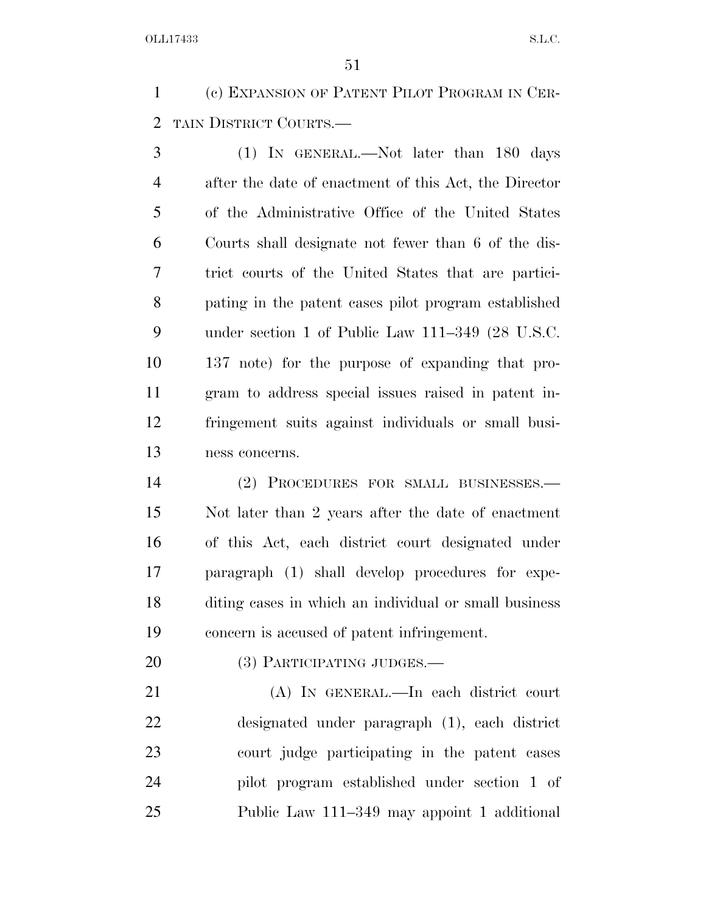(c) EXPANSION OF PATENT PILOT PROGRAM IN CERTAIN DISTRICT COURTS.—

(1) IN GENERAL.—Not later than 180 days after the date of enactment of this Act, the Director of the Administrative Office of the United States Courts shall designate not fewer than 6 of the district courts of the United States that are participating in the patent cases pilot program established under section 1 of Public Law 111–349 (28 U.S.C. 137 note) for the purpose of expanding that program to address special issues raised in patent infringement suits against individuals or small business concerns.

(2) PROCEDURES FOR SMALL BUSINESSES.—Not later than 2 years after the date of enactment of this Act, each district court designated under paragraph (1) shall develop procedures for expediting cases in which an individual or small business concern is accused of patent infringement.

(3) PARTICIPATING JUDGES.—

(A) IN GENERAL.—In each district court designated under paragraph (1), each district court judge participating in the patent cases pilot program established under section 1 of Public Law 111–349 may appoint 1 additional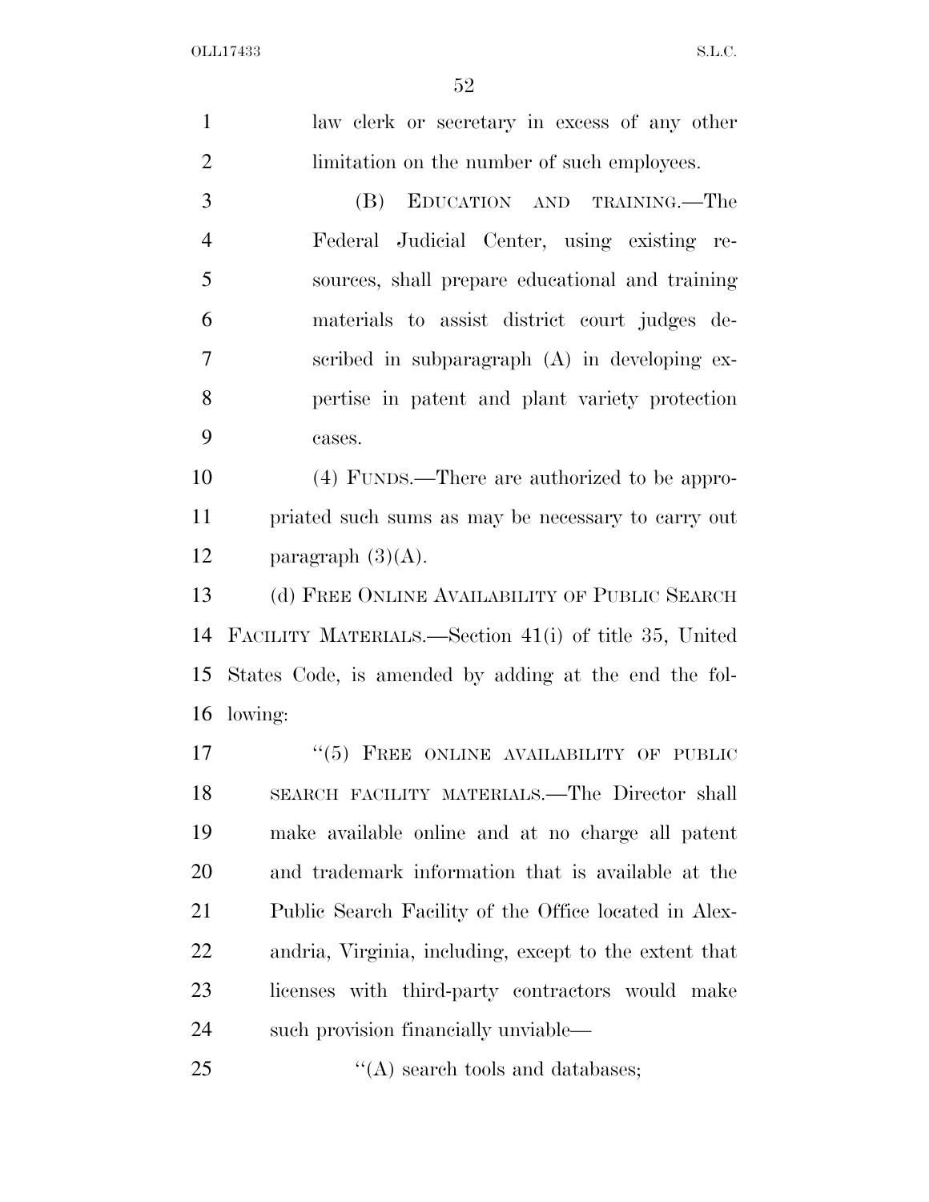law clerk or secretary in excess of any other limitation on the number of such employees.

(B) EDUCATION AND TRAINING.—The Federal Judicial Center, using existing resources, shall prepare educational and training materials to assist district court judges described in subparagraph (A) in developing expertise in patent and plant variety protection cases.

(4) FUNDS.—There are authorized to be appropriated such sums as may be necessary to carry out paragraph (3)(A).

(d) FREE ONLINE AVAILABILITY OF PUBLIC SEARCH FACILITY MATERIALS.—Section 41(i) of title 35, United States Code, is amended by adding at the end the following:

''(5) FREE ONLINE AVAILABILITY OF PUBLIC SEARCH FACILITY MATERIALS.—The Director shall make available online and at no charge all patent and trademark information that is available at the Public Search Facility of the Office located in Alexandria, Virginia, including, except to the extent that licenses with third-party contractors would make such provision financially unviable—

''(A) search tools and databases;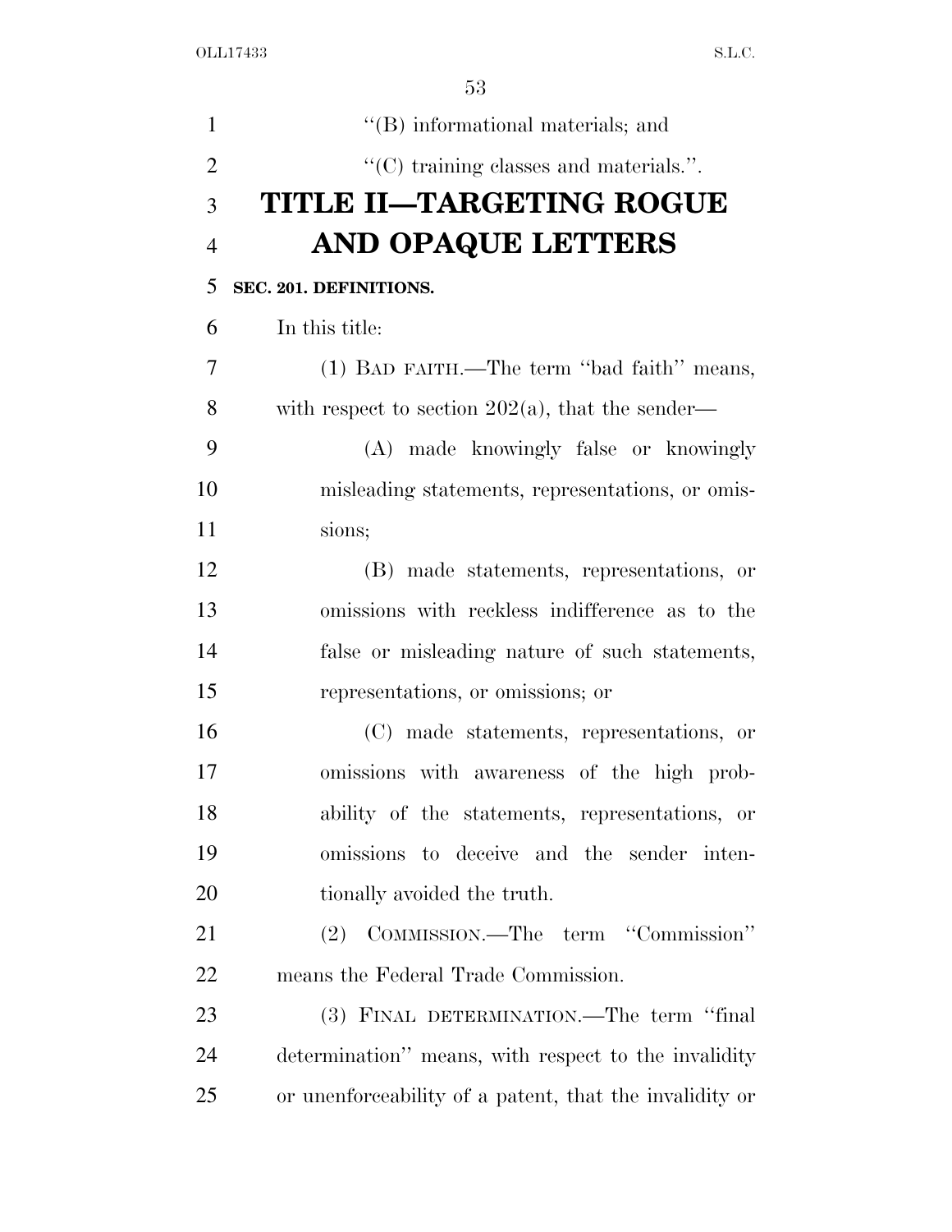"(B) informational materials; and

"(C) training classes and materials.".

# TITLE II—TARGETING ROGUE AND OPAQUE LETTERS

**SEC. 201. DEFINITIONS.**

In this title:

(1) BAD FAITH.—The term "bad faith" means, with respect to section 202(a), that the sender—

(A) made knowingly false or knowingly misleading statements, representations, or omissions;

(B) made statements, representations, or omissions with reckless indifference as to the false or misleading nature of such statements, representations, or omissions; or

(C) made statements, representations, or omissions with awareness of the high probability of the statements, representations, or omissions to deceive and the sender intentionally avoided the truth.

(2) COMMISSION.—The term "Commission" means the Federal Trade Commission.

(3) FINAL DETERMINATION.—The term "final determination" means, with respect to the invalidity or unenforceability of a patent, that the invalidity or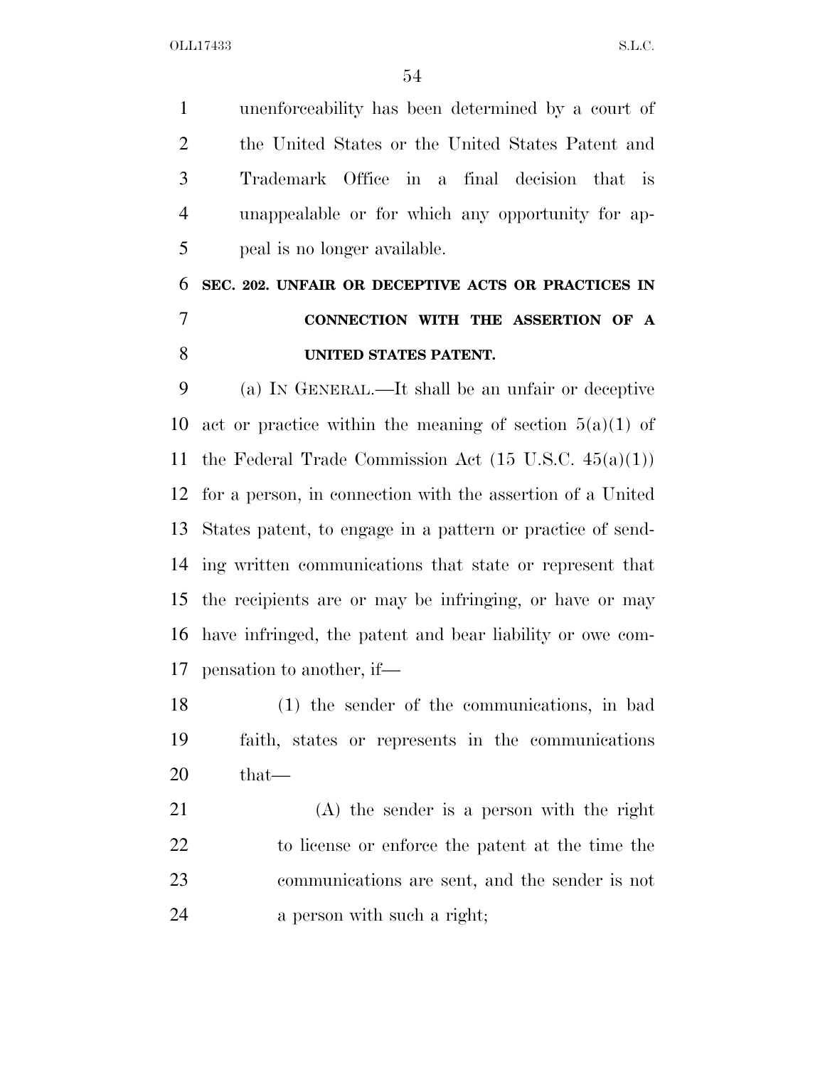unenforceability has been determined by a court of the United States or the United States Patent and Trademark Office in a final decision that is unappealable or for which any opportunity for appeal is no longer available.

**SEC. 202. UNFAIR OR DECEPTIVE ACTS OR PRACTICES IN CONNECTION WITH THE ASSERTION OF A UNITED STATES PATENT.**

(a) IN GENERAL.—It shall be an unfair or deceptive act or practice within the meaning of section 5(a)(1) of the Federal Trade Commission Act (15 U.S.C. 45(a)(1)) for a person, in connection with the assertion of a United States patent, to engage in a pattern or practice of sending written communications that state or represent that the recipients are or may be infringing, or have or may have infringed, the patent and bear liability or owe compensation to another, if—

(1) the sender of the communications, in bad faith, states or represents in the communications that—

(A) the sender is a person with the right to license or enforce the patent at the time the communications are sent, and the sender is not a person with such a right;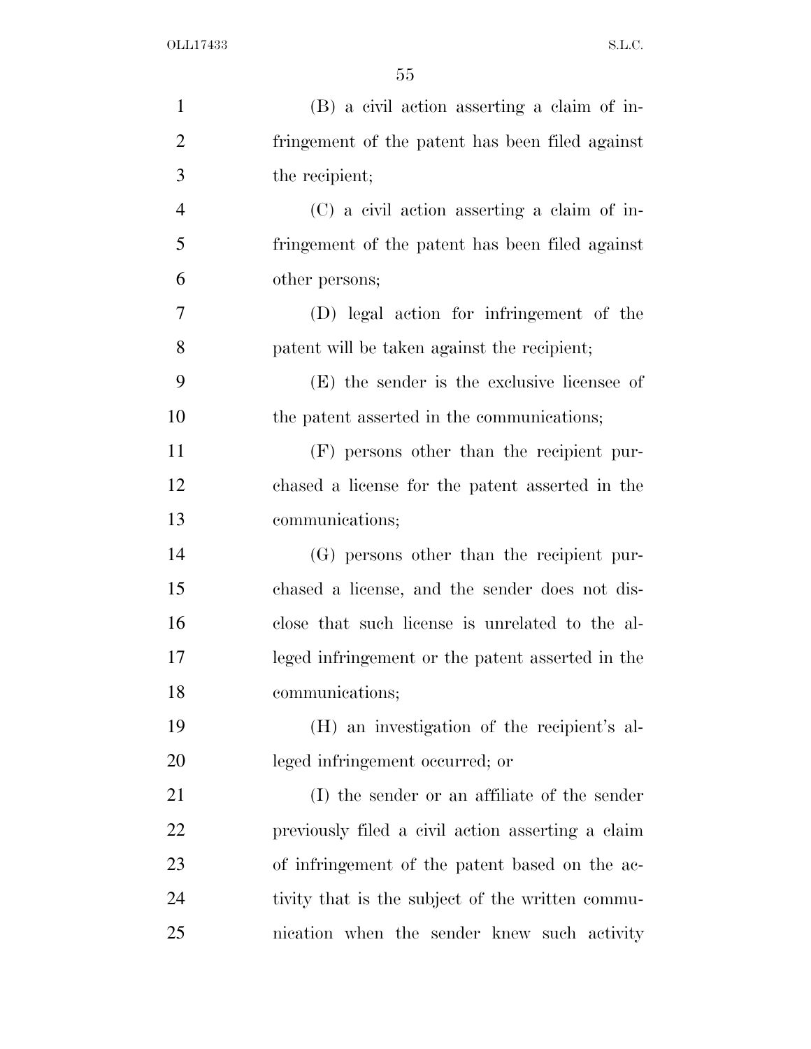(B) a civil action asserting a claim of infringement of the patent has been filed against the recipient;

(C) a civil action asserting a claim of infringement of the patent has been filed against other persons;

(D) legal action for infringement of the patent will be taken against the recipient;

(E) the sender is the exclusive licensee of the patent asserted in the communications;

(F) persons other than the recipient purchased a license for the patent asserted in the communications;

(G) persons other than the recipient purchased a license, and the sender does not disclose that such license is unrelated to the alleged infringement or the patent asserted in the communications;

(H) an investigation of the recipient's alleged infringement occurred; or

(I) the sender or an affiliate of the sender previously filed a civil action asserting a claim of infringement of the patent based on the activity that is the subject of the written communication when the sender knew such activity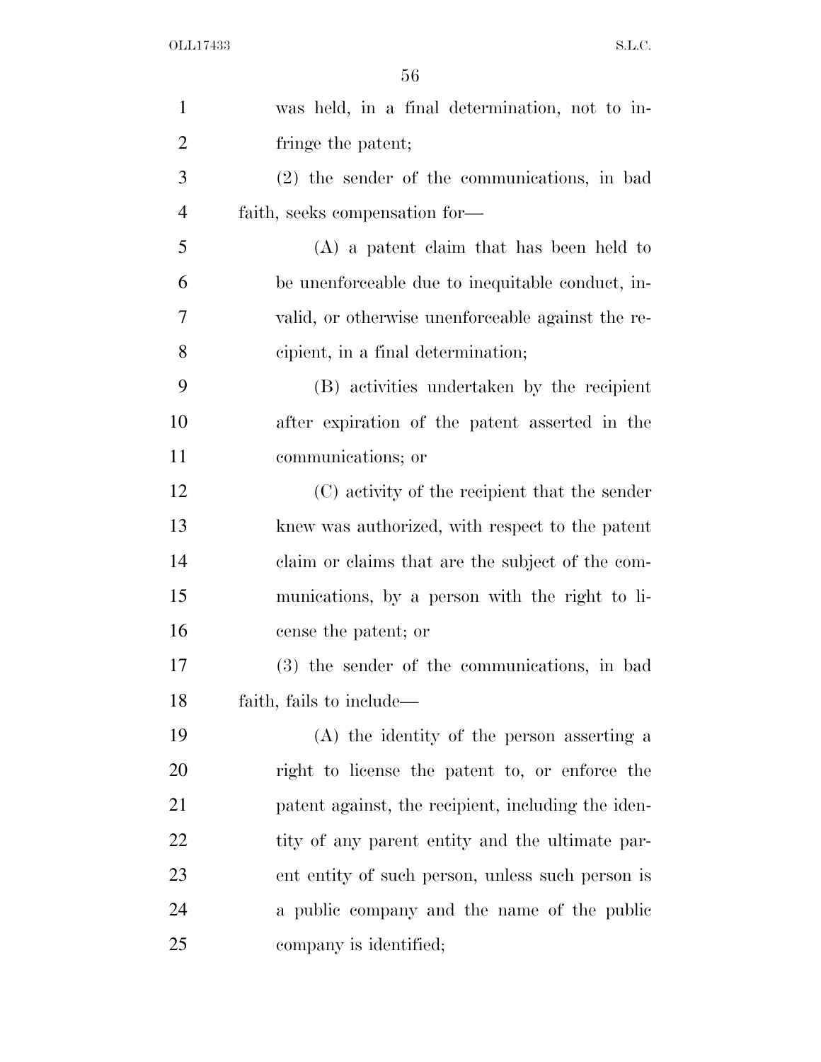was held, in a final determination, not to infringe the patent;

(2) the sender of the communications, in bad faith, seeks compensation for—

(A) a patent claim that has been held to be unenforceable due to inequitable conduct, invalid, or otherwise unenforceable against the recipient, in a final determination;

(B) activities undertaken by the recipient after expiration of the patent asserted in the communications; or

(C) activity of the recipient that the sender knew was authorized, with respect to the patent claim or claims that are the subject of the communications, by a person with the right to license the patent; or

(3) the sender of the communications, in bad faith, fails to include—

(A) the identity of the person asserting a right to license the patent to, or enforce the patent against, the recipient, including the identity of any parent entity and the ultimate parent entity of such person, unless such person is a public company and the name of the public company is identified;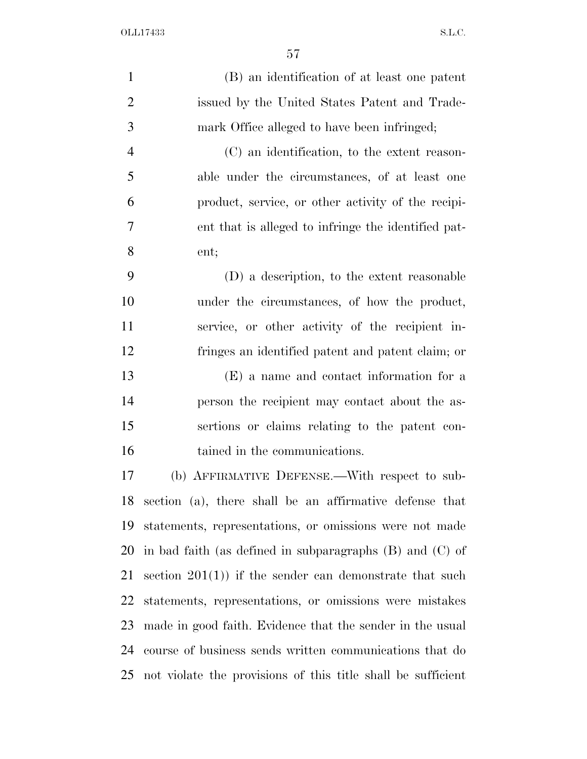(B) an identification of at least one patent issued by the United States Patent and Trademark Office alleged to have been infringed;

(C) an identification, to the extent reasonable under the circumstances, of at least one product, service, or other activity of the recipient that is alleged to infringe the identified patent;

(D) a description, to the extent reasonable under the circumstances, of how the product, service, or other activity of the recipient infringes an identified patent and patent claim; or

(E) a name and contact information for a person the recipient may contact about the assertions or claims relating to the patent contained in the communications.

(b) AFFIRMATIVE DEFENSE.—With respect to subsection (a), there shall be an affirmative defense that statements, representations, or omissions were not made in bad faith (as defined in subparagraphs (B) and (C) of section 201(1)) if the sender can demonstrate that such statements, representations, or omissions were mistakes made in good faith. Evidence that the sender in the usual course of business sends written communications that do not violate the provisions of this title shall be sufficient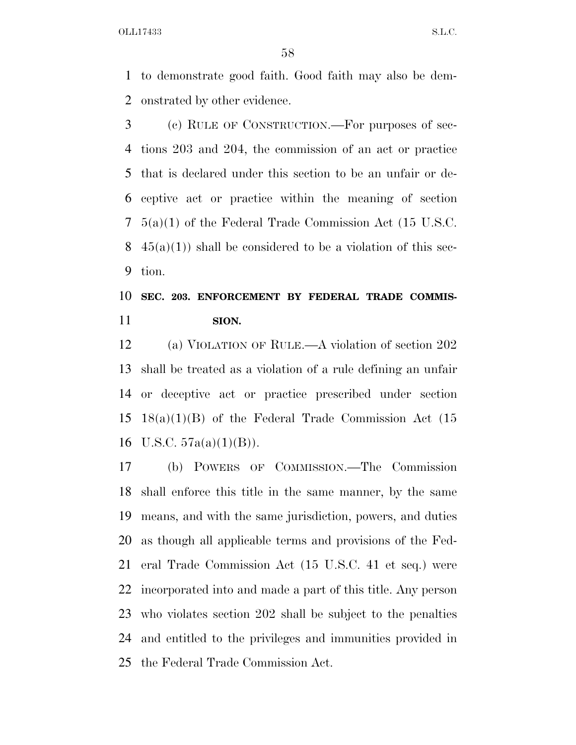to demonstrate good faith. Good faith may also be demonstrated by other evidence.

(c) RULE OF CONSTRUCTION.—For purposes of sections 203 and 204, the commission of an act or practice that is declared under this section to be an unfair or deceptive act or practice within the meaning of section 5(a)(1) of the Federal Trade Commission Act (15 U.S.C. 45(a)(1)) shall be considered to be a violation of this section.

**SEC. 203. ENFORCEMENT BY FEDERAL TRADE COMMISSION.**

(a) VIOLATION OF RULE.—A violation of section 202 shall be treated as a violation of a rule defining an unfair or deceptive act or practice prescribed under section 18(a)(1)(B) of the Federal Trade Commission Act (15 U.S.C. 57a(a)(1)(B)).

(b) POWERS OF COMMISSION.—The Commission shall enforce this title in the same manner, by the same means, and with the same jurisdiction, powers, and duties as though all applicable terms and provisions of the Federal Trade Commission Act (15 U.S.C. 41 et seq.) were incorporated into and made a part of this title. Any person who violates section 202 shall be subject to the penalties and entitled to the privileges and immunities provided in the Federal Trade Commission Act.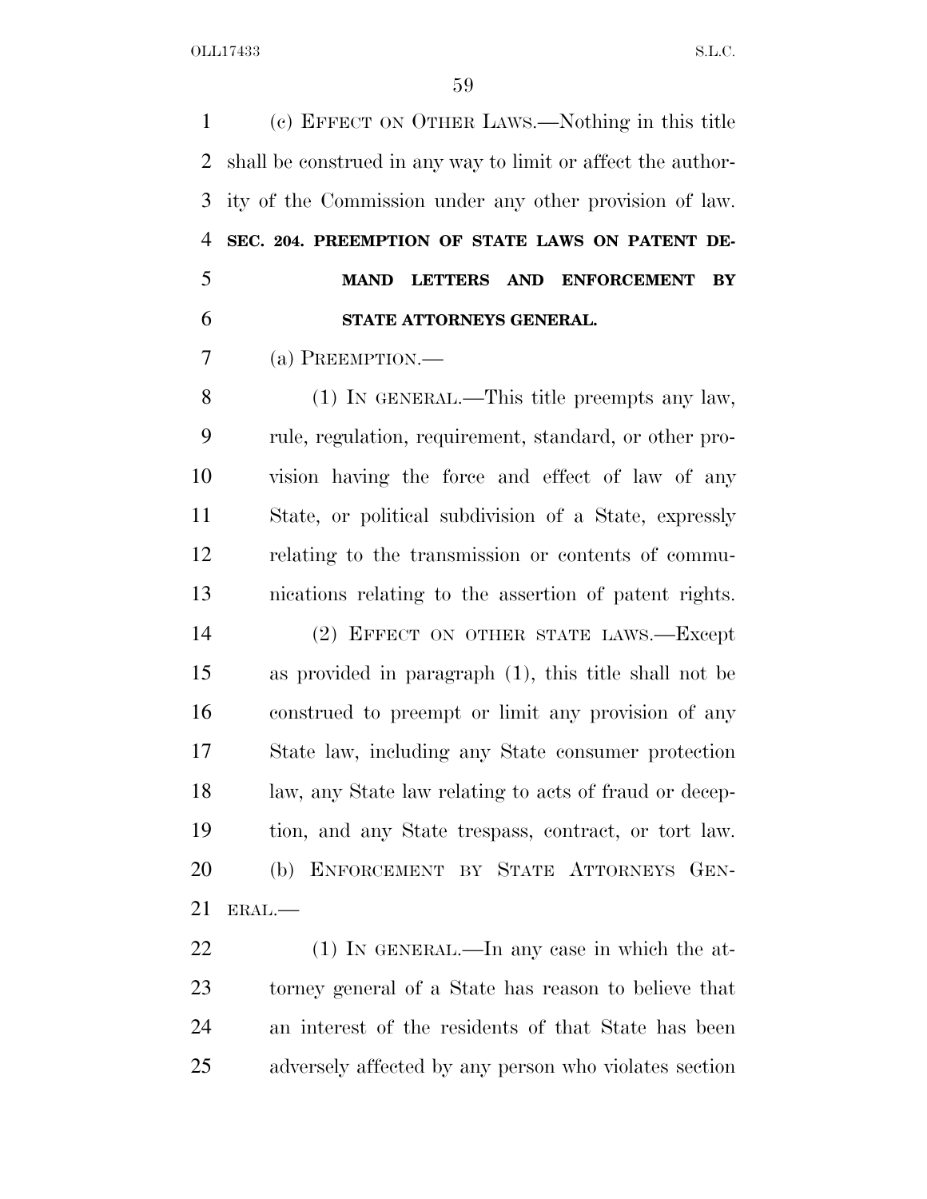(c) Effect on Other Laws.—Nothing in this title shall be construed in any way to limit or affect the authority of the Commission under any other provision of law.

**SEC. 204. PREEMPTION OF STATE LAWS ON PATENT DEMAND LETTERS AND ENFORCEMENT BY STATE ATTORNEYS GENERAL.**

(a) Preemption.—

(1) In general.—This title preempts any law, rule, regulation, requirement, standard, or other provision having the force and effect of law of any State, or political subdivision of a State, expressly relating to the transmission or contents of communications relating to the assertion of patent rights.

(2) Effect on other state laws.—Except as provided in paragraph (1), this title shall not be construed to preempt or limit any provision of any State law, including any State consumer protection law, any State law relating to acts of fraud or deception, and any State trespass, contract, or tort law.

(b) Enforcement by State Attorneys General.—

(1) In general.—In any case in which the attorney general of a State has reason to believe that an interest of the residents of that State has been adversely affected by any person who violates section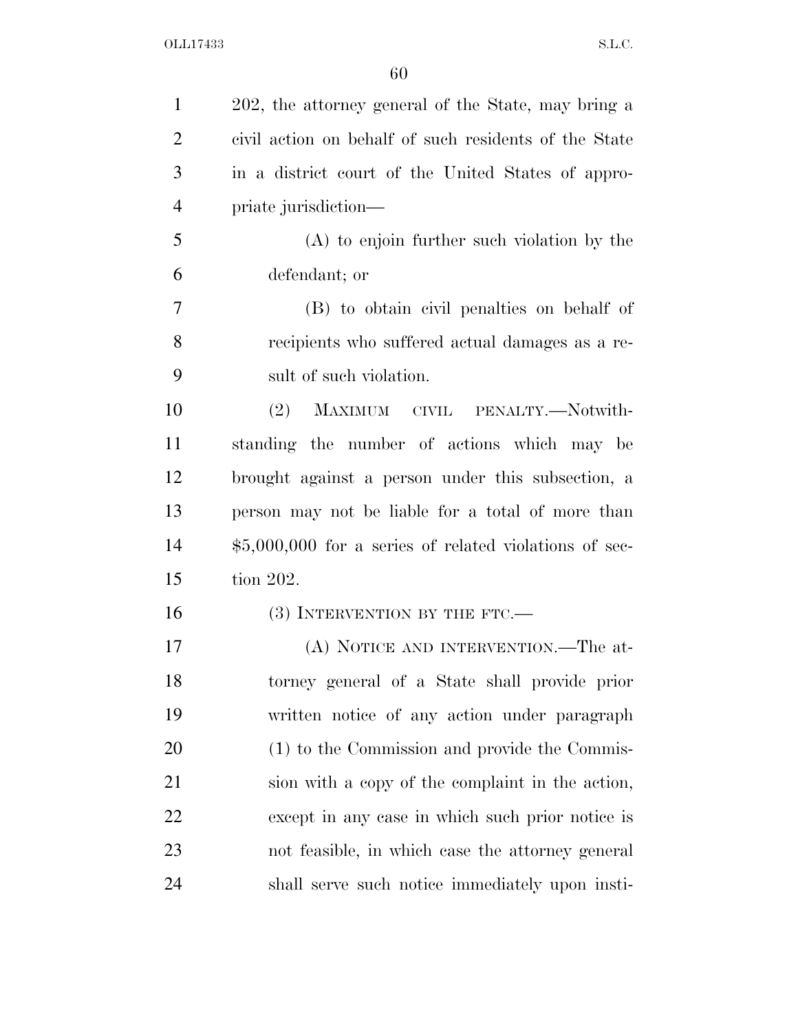202, the attorney general of the State, may bring a civil action on behalf of such residents of the State in a district court of the United States of appropriate jurisdiction—

(A) to enjoin further such violation by the defendant; or

(B) to obtain civil penalties on behalf of recipients who suffered actual damages as a result of such violation.

(2) MAXIMUM CIVIL PENALTY.—Notwithstanding the number of actions which may be brought against a person under this subsection, a person may not be liable for a total of more than $5,000,000 for a series of related violations of section 202.

(3) INTERVENTION BY THE FTC.—

(A) NOTICE AND INTERVENTION.—The attorney general of a State shall provide prior written notice of any action under paragraph (1) to the Commission and provide the Commission with a copy of the complaint in the action, except in any case in which such prior notice is not feasible, in which case the attorney general shall serve such notice immediately upon insti-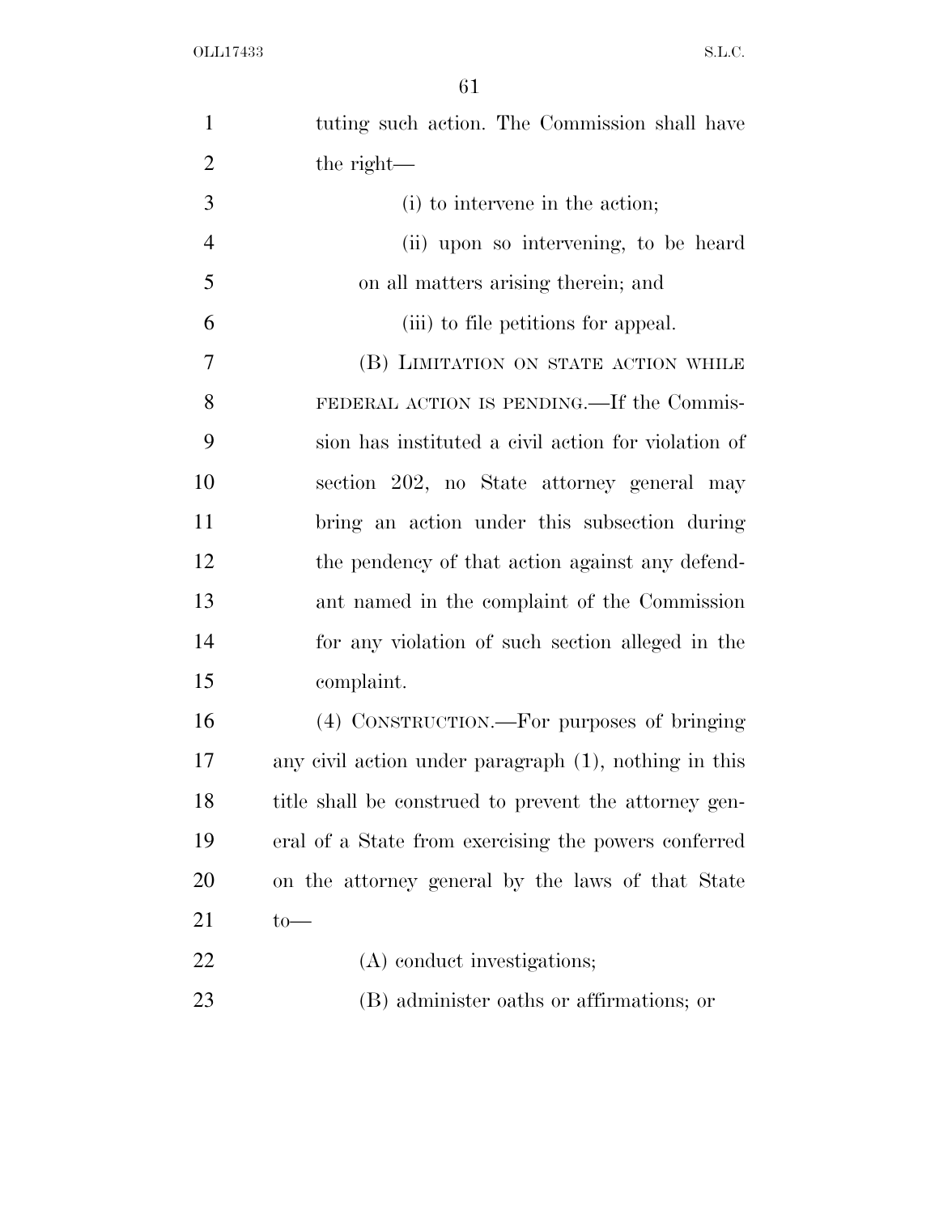tuting such action. The Commission shall have the right—

(i) to intervene in the action;

(ii) upon so intervening, to be heard on all matters arising therein; and

(iii) to file petitions for appeal.

(B) LIMITATION ON STATE ACTION WHILE FEDERAL ACTION IS PENDING.—If the Commission has instituted a civil action for violation of section 202, no State attorney general may bring an action under this subsection during the pendency of that action against any defendant named in the complaint of the Commission for any violation of such section alleged in the complaint.

(4) CONSTRUCTION.—For purposes of bringing any civil action under paragraph (1), nothing in this title shall be construed to prevent the attorney general of a State from exercising the powers conferred on the attorney general by the laws of that State to—

(A) conduct investigations;

(B) administer oaths or affirmations; or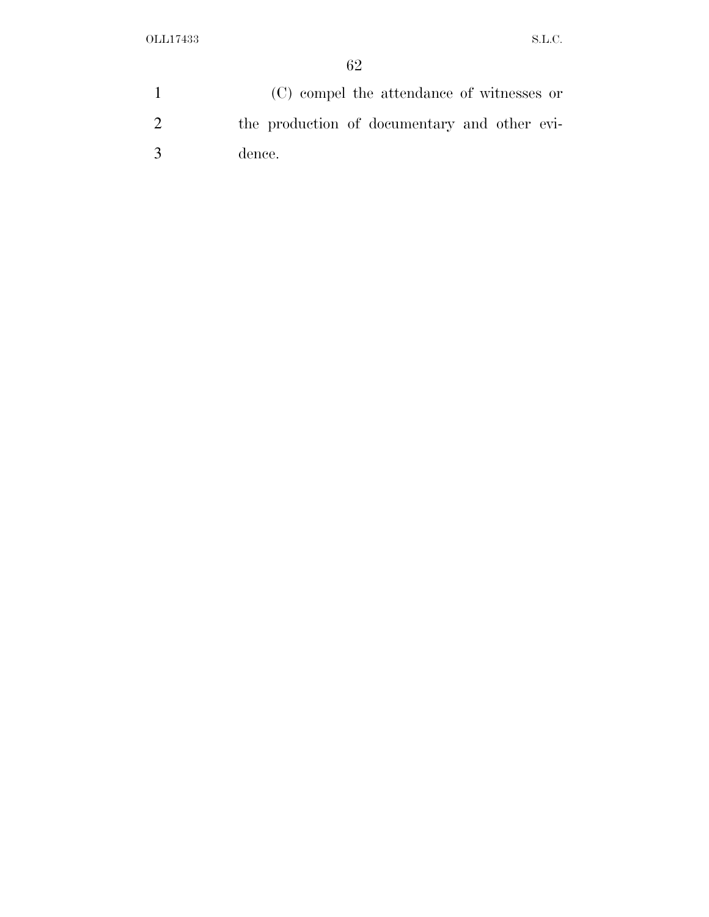(C) compel the attendance of witnesses or the production of documentary and other evidence.